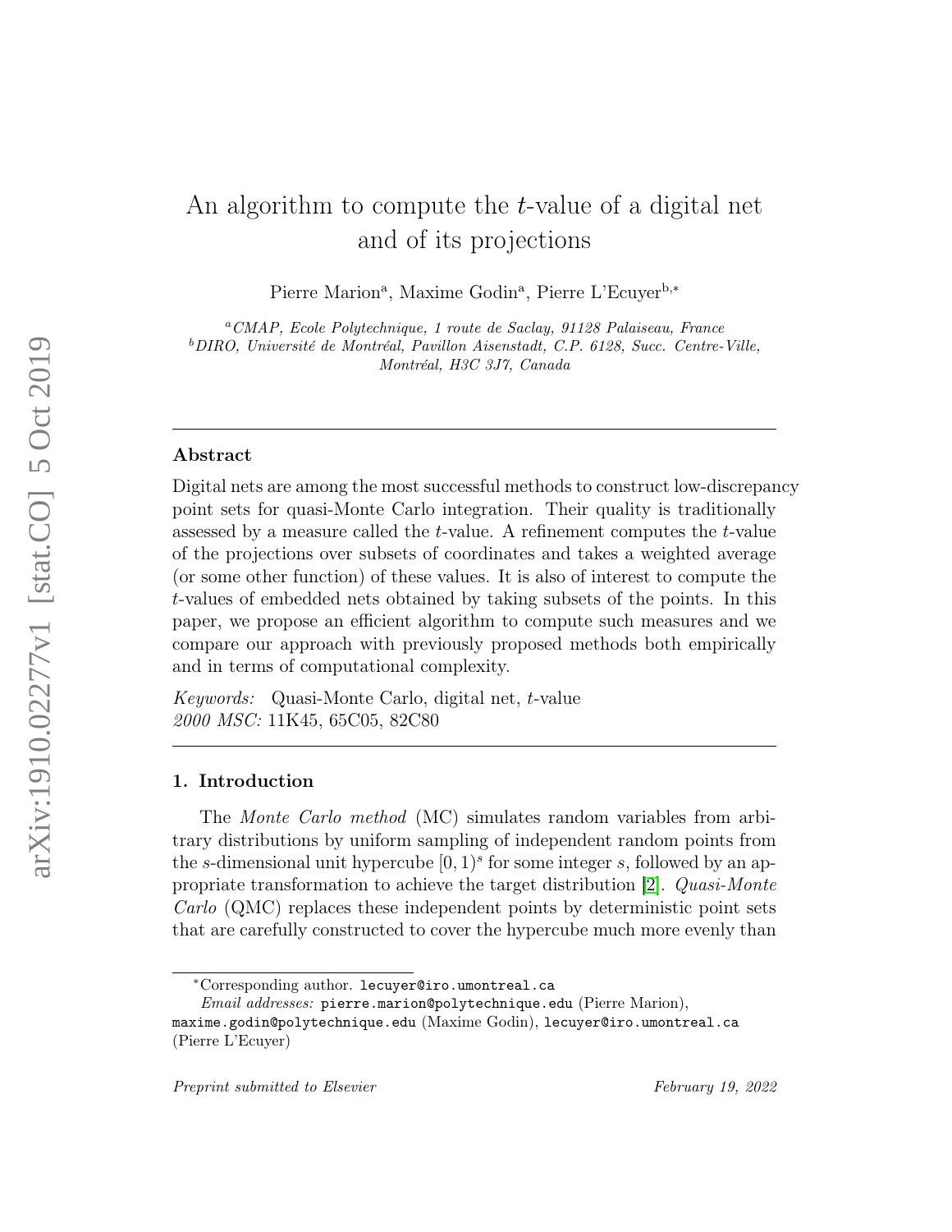# An algorithm to compute the $t$-value of a digital net and of its projections

Pierre Marion[a], Maxime Godin[a], Pierre L'Ecuyer[b,*]

[a]*CMAP, Ecole Polytechnique, 1 route de Saclay, 91128 Palaiseau, France*
[b]*DIRO, Université de Montréal, Pavillon Aisenstadt, C.P. 6128, Succ. Centre-Ville, Montréal, H3C 3J7, Canada*

---

## Abstract

Digital nets are among the most successful methods to construct low-discrepancy point sets for quasi-Monte Carlo integration. Their quality is traditionally assessed by a measure called the $t$-value. A refinement computes the $t$-value of the projections over subsets of coordinates and takes a weighted average (or some other function) of these values. It is also of interest to compute the $t$-values of embedded nets obtained by taking subsets of the points. In this paper, we propose an efficient algorithm to compute such measures and we compare our approach with previously proposed methods both empirically and in terms of computational complexity.

*Keywords:* Quasi-Monte Carlo, digital net, $t$-value
*2000 MSC:* 11K45, 65C05, 82C80

---

## 1. Introduction

The *Monte Carlo method* (MC) simulates random variables from arbitrary distributions by uniform sampling of independent random points from the $s$-dimensional unit hypercube $[0, 1)^s$ for some integer $s$, followed by an appropriate transformation to achieve the target distribution [2]. *Quasi-Monte Carlo* (QMC) replaces these independent points by deterministic point sets that are carefully constructed to cover the hypercube much more evenly than

---

*Corresponding author. `lecuyer@iro.umontreal.ca`

*Email addresses:* `pierre.marion@polytechnique.edu` (Pierre Marion), `maxime.godin@polytechnique.edu` (Maxime Godin), `lecuyer@iro.umontreal.ca` (Pierre L'Ecuyer)

*Preprint submitted to Elsevier* *February 19, 2022*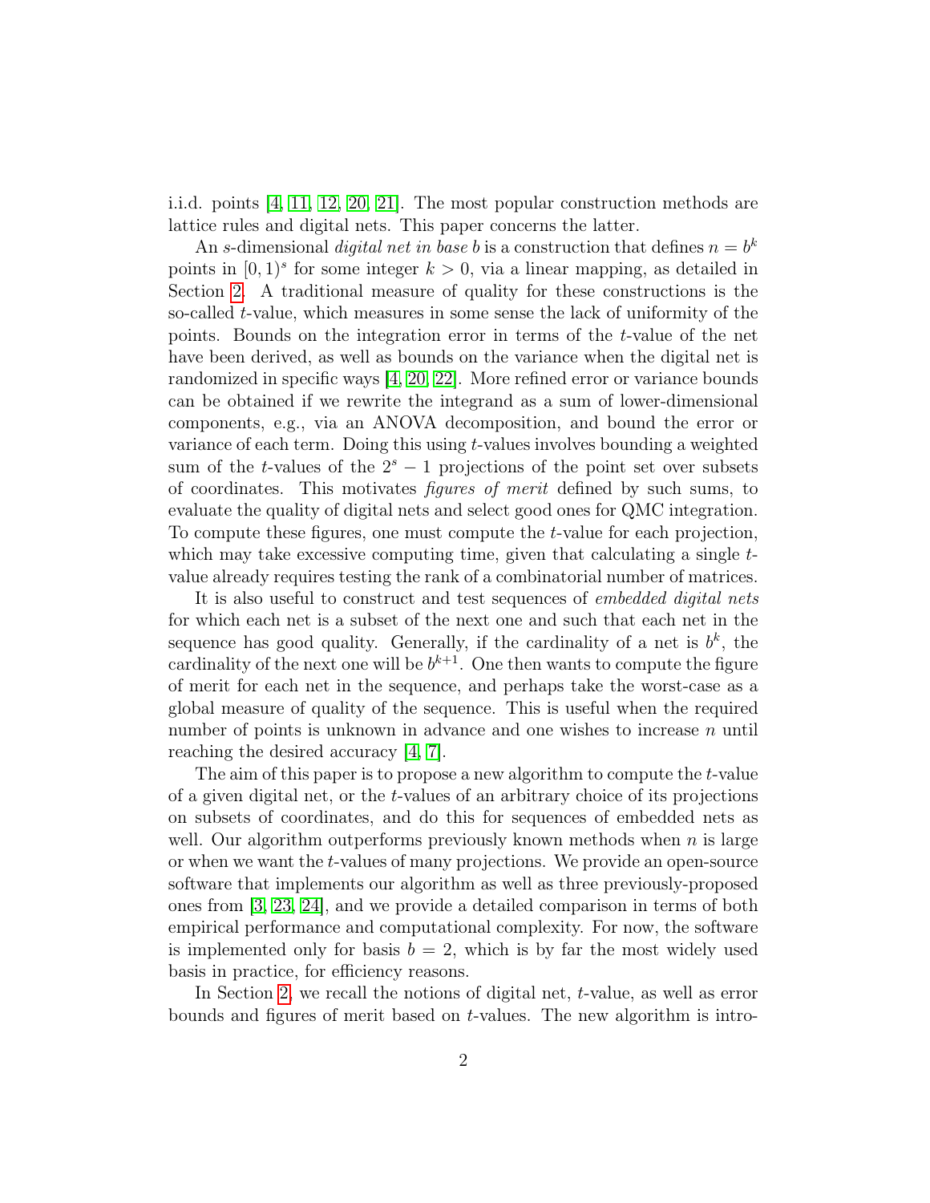i.i.d. points [4, 11, 12, 20, 21]. The most popular construction methods are lattice rules and digital nets. This paper concerns the latter.

An $s$-dimensional *digital net in base* $b$ is a construction that defines $n = b^k$ points in $[0, 1)^s$ for some integer $k > 0$, via a linear mapping, as detailed in Section 2. A traditional measure of quality for these constructions is the so-called $t$-value, which measures in some sense the lack of uniformity of the points. Bounds on the integration error in terms of the $t$-value of the net have been derived, as well as bounds on the variance when the digital net is randomized in specific ways [4, 20, 22]. More refined error or variance bounds can be obtained if we rewrite the integrand as a sum of lower-dimensional components, e.g., via an ANOVA decomposition, and bound the error or variance of each term. Doing this using $t$-values involves bounding a weighted sum of the $t$-values of the $2^s - 1$ projections of the point set over subsets of coordinates. This motivates *figures of merit* defined by such sums, to evaluate the quality of digital nets and select good ones for QMC integration. To compute these figures, one must compute the $t$-value for each projection, which may take excessive computing time, given that calculating a single $t$-value already requires testing the rank of a combinatorial number of matrices.

It is also useful to construct and test sequences of *embedded digital nets* for which each net is a subset of the next one and such that each net in the sequence has good quality. Generally, if the cardinality of a net is $b^k$, the cardinality of the next one will be $b^{k+1}$. One then wants to compute the figure of merit for each net in the sequence, and perhaps take the worst-case as a global measure of quality of the sequence. This is useful when the required number of points is unknown in advance and one wishes to increase $n$ until reaching the desired accuracy [4, 7].

The aim of this paper is to propose a new algorithm to compute the $t$-value of a given digital net, or the $t$-values of an arbitrary choice of its projections on subsets of coordinates, and do this for sequences of embedded nets as well. Our algorithm outperforms previously known methods when $n$ is large or when we want the $t$-values of many projections. We provide an open-source software that implements our algorithm as well as three previously-proposed ones from [3, 23, 24], and we provide a detailed comparison in terms of both empirical performance and computational complexity. For now, the software is implemented only for basis $b = 2$, which is by far the most widely used basis in practice, for efficiency reasons.

In Section 2, we recall the notions of digital net, $t$-value, as well as error bounds and figures of merit based on $t$-values. The new algorithm is intro-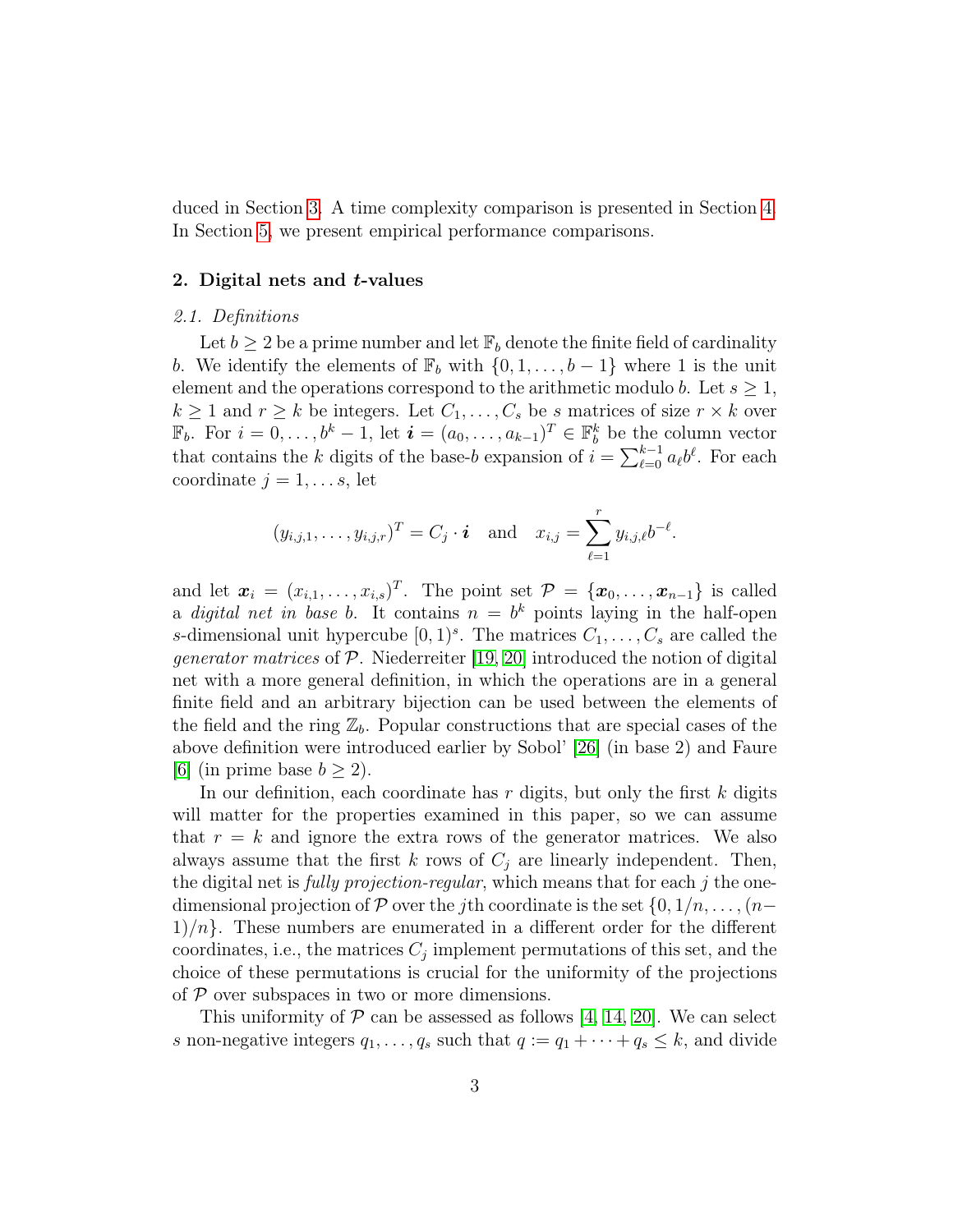duced in Section 3. A time complexity comparison is presented in Section 4. In Section 5, we present empirical performance comparisons.

## 2. Digital nets and $t$-values

### 2.1. Definitions

Let $b \geq 2$ be a prime number and let $\mathbb{F}_b$ denote the finite field of cardinality $b$. We identify the elements of $\mathbb{F}_b$ with $\{0, 1, \ldots, b-1\}$ where 1 is the unit element and the operations correspond to the arithmetic modulo $b$. Let $s \geq 1$, $k \geq 1$ and $r \geq k$ be integers. Let $C_1, \ldots, C_s$ be $s$ matrices of size $r \times k$ over $\mathbb{F}_b$. For $i = 0, \ldots, b^k - 1$, let $\boldsymbol{i} = (a_0, \ldots, a_{k-1})^T \in \mathbb{F}_b^k$ be the column vector that contains the $k$ digits of the base-$b$ expansion of $i = \sum_{\ell=0}^{k-1} a_\ell b^\ell$. For each coordinate $j = 1, \ldots s$, let

$$(y_{i,j,1}, \ldots, y_{i,j,r})^T = C_j \cdot \boldsymbol{i} \quad \text{and} \quad x_{i,j} = \sum_{\ell=1}^{r} y_{i,j,\ell} b^{-\ell}.$$

and let $\boldsymbol{x}_i = (x_{i,1}, \ldots, x_{i,s})^T$. The point set $\mathcal{P} = \{\boldsymbol{x}_0, \ldots, \boldsymbol{x}_{n-1}\}$ is called a *digital net in base* $b$. It contains $n = b^k$ points laying in the half-open $s$-dimensional unit hypercube $[0, 1)^s$. The matrices $C_1, \ldots, C_s$ are called the *generator matrices* of $\mathcal{P}$. Niederreiter [19, 20] introduced the notion of digital net with a more general definition, in which the operations are in a general finite field and an arbitrary bijection can be used between the elements of the field and the ring $\mathbb{Z}_b$. Popular constructions that are special cases of the above definition were introduced earlier by Sobol' [26] (in base 2) and Faure [6] (in prime base $b \geq 2$).

In our definition, each coordinate has $r$ digits, but only the first $k$ digits will matter for the properties examined in this paper, so we can assume that $r = k$ and ignore the extra rows of the generator matrices. We also always assume that the first $k$ rows of $C_j$ are linearly independent. Then, the digital net is *fully projection-regular*, which means that for each $j$ the one-dimensional projection of $\mathcal{P}$ over the $j$th coordinate is the set $\{0, 1/n, \ldots, (n-1)/n\}$. These numbers are enumerated in a different order for the different coordinates, i.e., the matrices $C_j$ implement permutations of this set, and the choice of these permutations is crucial for the uniformity of the projections of $\mathcal{P}$ over subspaces in two or more dimensions.

This uniformity of $\mathcal{P}$ can be assessed as follows [4, 14, 20]. We can select $s$ non-negative integers $q_1, \ldots, q_s$ such that $q := q_1 + \cdots + q_s \leq k$, and divide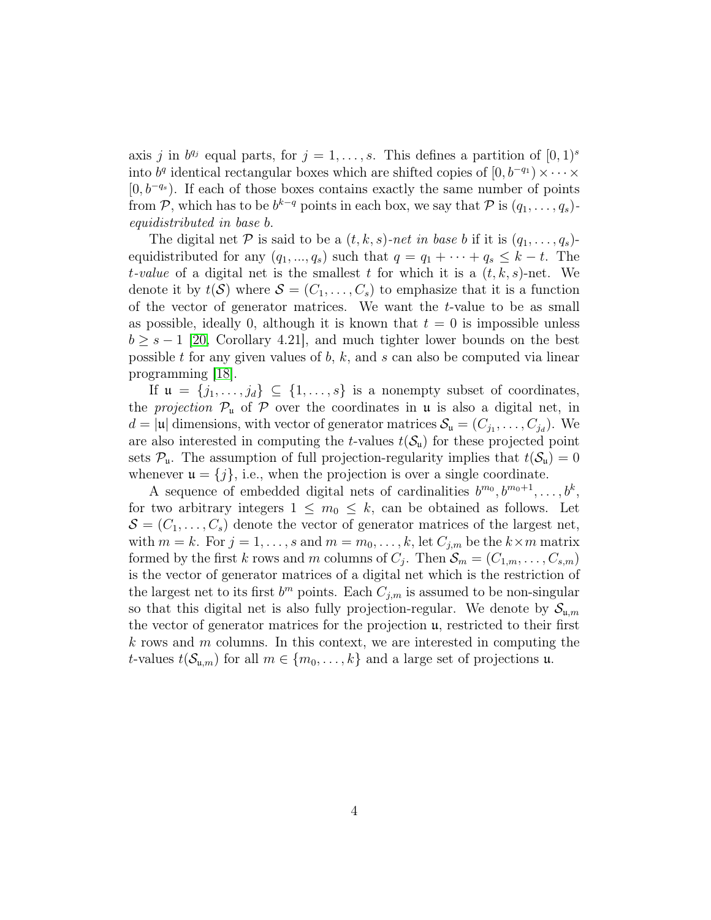axis $j$ in $b^{q_j}$ equal parts, for $j = 1, \ldots, s$. This defines a partition of $[0, 1)^s$ into $b^q$ identical rectangular boxes which are shifted copies of $[0, b^{-q_1}) \times \cdots \times [0, b^{-q_s})$. If each of those boxes contains exactly the same number of points from $\mathcal{P}$, which has to be $b^{k-q}$ points in each box, we say that $\mathcal{P}$ is $(q_1, \ldots, q_s)$-*equidistributed in base* $b$.

The digital net $\mathcal{P}$ is said to be a $(t, k, s)$-*net in base* $b$ if it is $(q_1, \ldots, q_s)$-equidistributed for any $(q_1, ..., q_s)$ such that $q = q_1 + \cdots + q_s \leq k - t$. The *t-value* of a digital net is the smallest $t$ for which it is a $(t, k, s)$-net. We denote it by $t(\mathcal{S})$ where $\mathcal{S} = (C_1, \ldots, C_s)$ to emphasize that it is a function of the vector of generator matrices. We want the $t$-value to be as small as possible, ideally 0, although it is known that $t = 0$ is impossible unless $b \geq s - 1$ [20, Corollary 4.21], and much tighter lower bounds on the best possible $t$ for any given values of $b$, $k$, and $s$ can also be computed via linear programming [18].

If $\mathfrak{u} = \{j_1, \ldots, j_d\} \subseteq \{1, \ldots, s\}$ is a nonempty subset of coordinates, the *projection* $\mathcal{P}_\mathfrak{u}$ of $\mathcal{P}$ over the coordinates in $\mathfrak{u}$ is also a digital net, in $d = |\mathfrak{u}|$ dimensions, with vector of generator matrices $\mathcal{S}_\mathfrak{u} = (C_{j_1}, \ldots, C_{j_d})$. We are also interested in computing the $t$-values $t(\mathcal{S}_\mathfrak{u})$ for these projected point sets $\mathcal{P}_\mathfrak{u}$. The assumption of full projection-regularity implies that $t(\mathcal{S}_\mathfrak{u}) = 0$ whenever $\mathfrak{u} = \{j\}$, i.e., when the projection is over a single coordinate.

A sequence of embedded digital nets of cardinalities $b^{m_0}, b^{m_0+1}, \ldots, b^k$, for two arbitrary integers $1 \leq m_0 \leq k$, can be obtained as follows. Let $\mathcal{S} = (C_1, \ldots, C_s)$ denote the vector of generator matrices of the largest net, with $m = k$. For $j = 1, \ldots, s$ and $m = m_0, \ldots, k$, let $C_{j,m}$ be the $k \times m$ matrix formed by the first $k$ rows and $m$ columns of $C_j$. Then $\mathcal{S}_m = (C_{1,m}, \ldots, C_{s,m})$ is the vector of generator matrices of a digital net which is the restriction of the largest net to its first $b^m$ points. Each $C_{j,m}$ is assumed to be non-singular so that this digital net is also fully projection-regular. We denote by $\mathcal{S}_{\mathfrak{u},m}$ the vector of generator matrices for the projection $\mathfrak{u}$, restricted to their first $k$ rows and $m$ columns. In this context, we are interested in computing the $t$-values $t(\mathcal{S}_{\mathfrak{u},m})$ for all $m \in \{m_0, \ldots, k\}$ and a large set of projections $\mathfrak{u}$.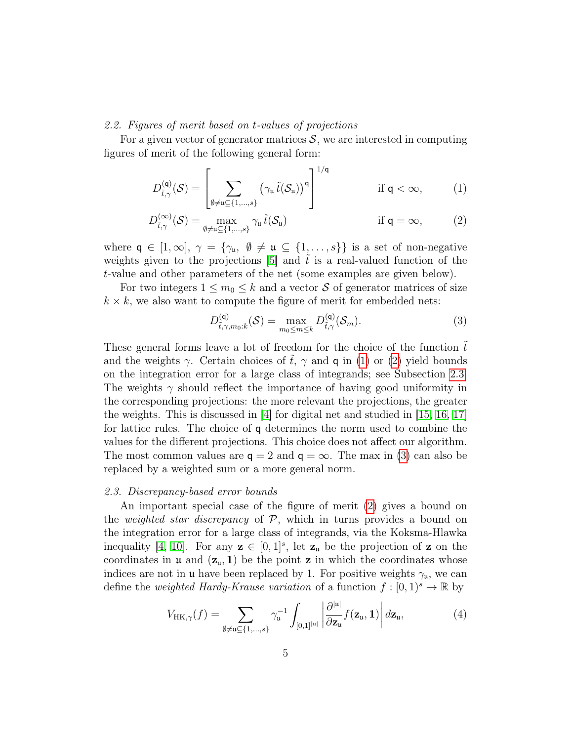### 2.2. Figures of merit based on $t$-values of projections

For a given vector of generator matrices $\mathcal{S}$, we are interested in computing figures of merit of the following general form:

$$D_{\tilde{t},\gamma}^{(\mathsf{q})}(\mathcal{S}) = \left[ \sum_{\emptyset \neq \mathfrak{u} \subseteq \{1,\ldots,s\}} \left( \gamma_{\mathfrak{u}} \, \tilde{t}(\mathcal{S}_{\mathfrak{u}}) \right)^{\mathsf{q}} \right]^{1/\mathsf{q}} \qquad \text{if } \mathsf{q} < \infty, \tag{1}$$

$$D_{\tilde{t},\gamma}^{(\infty)}(\mathcal{S}) = \max_{\emptyset \neq \mathfrak{u} \subseteq \{1,\ldots,s\}} \gamma_{\mathfrak{u}} \, \tilde{t}(\mathcal{S}_{\mathfrak{u}}) \qquad \text{if } \mathsf{q} = \infty, \tag{2}$$

where $\mathsf{q} \in [1, \infty]$, $\gamma = \{\gamma_{\mathfrak{u}}, \ \emptyset \neq \mathfrak{u} \subseteq \{1, \ldots, s\}\}$ is a set of non-negative weights given to the projections [5] and $\tilde{t}$ is a real-valued function of the $t$-value and other parameters of the net (some examples are given below).

For two integers $1 \leq m_0 \leq k$ and a vector $\mathcal{S}$ of generator matrices of size $k \times k$, we also want to compute the figure of merit for embedded nets:

$$D_{\tilde{t},\gamma,m_0:k}^{(\mathsf{q})}(\mathcal{S}) = \max_{m_0 \leq m \leq k} D_{\tilde{t},\gamma}^{(\mathsf{q})}(\mathcal{S}_m). \tag{3}$$

These general forms leave a lot of freedom for the choice of the function $\tilde{t}$ and the weights $\gamma$. Certain choices of $\tilde{t}$, $\gamma$ and $\mathsf{q}$ in (1) or (2) yield bounds on the integration error for a large class of integrands; see Subsection 2.3. The weights $\gamma$ should reflect the importance of having good uniformity in the corresponding projections: the more relevant the projections, the greater the weights. This is discussed in [4] for digital net and studied in [15, 16, 17] for lattice rules. The choice of $\mathsf{q}$ determines the norm used to combine the values for the different projections. This choice does not affect our algorithm. The most common values are $\mathsf{q} = 2$ and $\mathsf{q} = \infty$. The max in (3) can also be replaced by a weighted sum or a more general norm.

### 2.3. Discrepancy-based error bounds

An important special case of the figure of merit (2) gives a bound on the *weighted star discrepancy* of $\mathcal{P}$, which in turns provides a bound on the integration error for a large class of integrands, via the Koksma-Hlawka inequality [4, 10]. For any $\mathbf{z} \in [0, 1]^s$, let $\mathbf{z}_{\mathfrak{u}}$ be the projection of $\mathbf{z}$ on the coordinates in $\mathfrak{u}$ and $(\mathbf{z}_{\mathfrak{u}}, \mathbf{1})$ be the point $\mathbf{z}$ in which the coordinates whose indices are not in $\mathfrak{u}$ have been replaced by 1. For positive weights $\gamma_{\mathfrak{u}}$, we can define the *weighted Hardy-Krause variation* of a function $f : [0, 1)^s \to \mathbb{R}$ by

$$V_{\mathrm{HK},\gamma}(f) = \sum_{\emptyset \neq \mathfrak{u} \subseteq \{1,\ldots,s\}} \gamma_{\mathfrak{u}}^{-1} \int_{[0,1]^{|\mathfrak{u}|}} \left| \frac{\partial^{|\mathfrak{u}|}}{\partial \mathbf{z}_{\mathfrak{u}}} f(\mathbf{z}_{\mathfrak{u}}, \mathbf{1}) \right| d\mathbf{z}_{\mathfrak{u}}, \tag{4}$$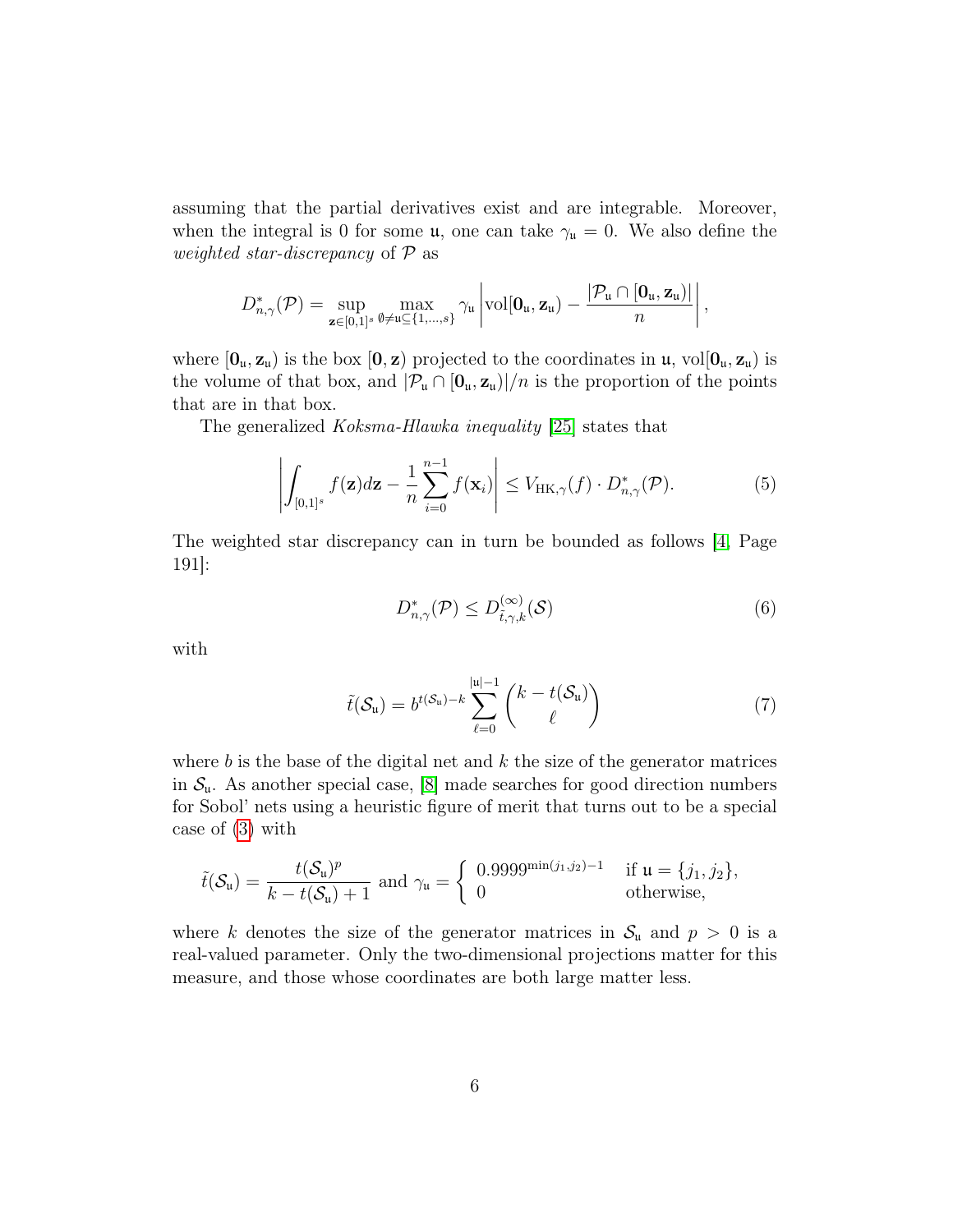assuming that the partial derivatives exist and are integrable. Moreover, when the integral is 0 for some $\mathfrak{u}$, one can take $\gamma_{\mathfrak{u}} = 0$. We also define the *weighted star-discrepancy* of $\mathcal{P}$ as

$$D^*_{n,\gamma}(\mathcal{P}) = \sup_{\mathbf{z}\in[0,1]^s} \max_{\emptyset\neq\mathfrak{u}\subseteq\{1,\ldots,s\}} \gamma_{\mathfrak{u}} \left| \mathrm{vol}[\mathbf{0}_{\mathfrak{u}}, \mathbf{z}_{\mathfrak{u}}) - \frac{|\mathcal{P}_{\mathfrak{u}} \cap [\mathbf{0}_{\mathfrak{u}}, \mathbf{z}_{\mathfrak{u}})|}{n} \right|,$$

where $[\mathbf{0}_{\mathfrak{u}}, \mathbf{z}_{\mathfrak{u}})$ is the box $[\mathbf{0}, \mathbf{z})$ projected to the coordinates in $\mathfrak{u}$, $\mathrm{vol}[\mathbf{0}_{\mathfrak{u}}, \mathbf{z}_{\mathfrak{u}})$ is the volume of that box, and $|\mathcal{P}_{\mathfrak{u}} \cap [\mathbf{0}_{\mathfrak{u}}, \mathbf{z}_{\mathfrak{u}})|/n$ is the proportion of the points that are in that box.

The generalized *Koksma-Hlawka inequality* [25] states that

$$\left| \int_{[0,1]^s} f(\mathbf{z}) d\mathbf{z} - \frac{1}{n} \sum_{i=0}^{n-1} f(\mathbf{x}_i) \right| \leq V_{\mathrm{HK},\gamma}(f) \cdot D^*_{n,\gamma}(\mathcal{P}). \tag{5}$$

The weighted star discrepancy can in turn be bounded as follows [4, Page 191]:

$$D^*_{n,\gamma}(\mathcal{P}) \leq D^{(\infty)}_{\tilde{t},\gamma,k}(\mathcal{S}) \tag{6}$$

with

$$\tilde{t}(\mathcal{S}_{\mathfrak{u}}) = b^{t(\mathcal{S}_{\mathfrak{u}})-k} \sum_{\ell=0}^{|\mathfrak{u}|-1} \binom{k - t(\mathcal{S}_{\mathfrak{u}})}{\ell} \tag{7}$$

where $b$ is the base of the digital net and $k$ the size of the generator matrices in $\mathcal{S}_{\mathfrak{u}}$. As another special case, [8] made searches for good direction numbers for Sobol' nets using a heuristic figure of merit that turns out to be a special case of (3) with

$$\tilde{t}(\mathcal{S}_{\mathfrak{u}}) = \frac{t(\mathcal{S}_{\mathfrak{u}})^p}{k - t(\mathcal{S}_{\mathfrak{u}}) + 1} \text{ and } \gamma_{\mathfrak{u}} = \begin{cases} 0.9999^{\min(j_1,j_2)-1} & \text{if } \mathfrak{u} = \{j_1, j_2\}, \\ 0 & \text{otherwise,} \end{cases}$$

where $k$ denotes the size of the generator matrices in $\mathcal{S}_{\mathfrak{u}}$ and $p > 0$ is a real-valued parameter. Only the two-dimensional projections matter for this measure, and those whose coordinates are both large matter less.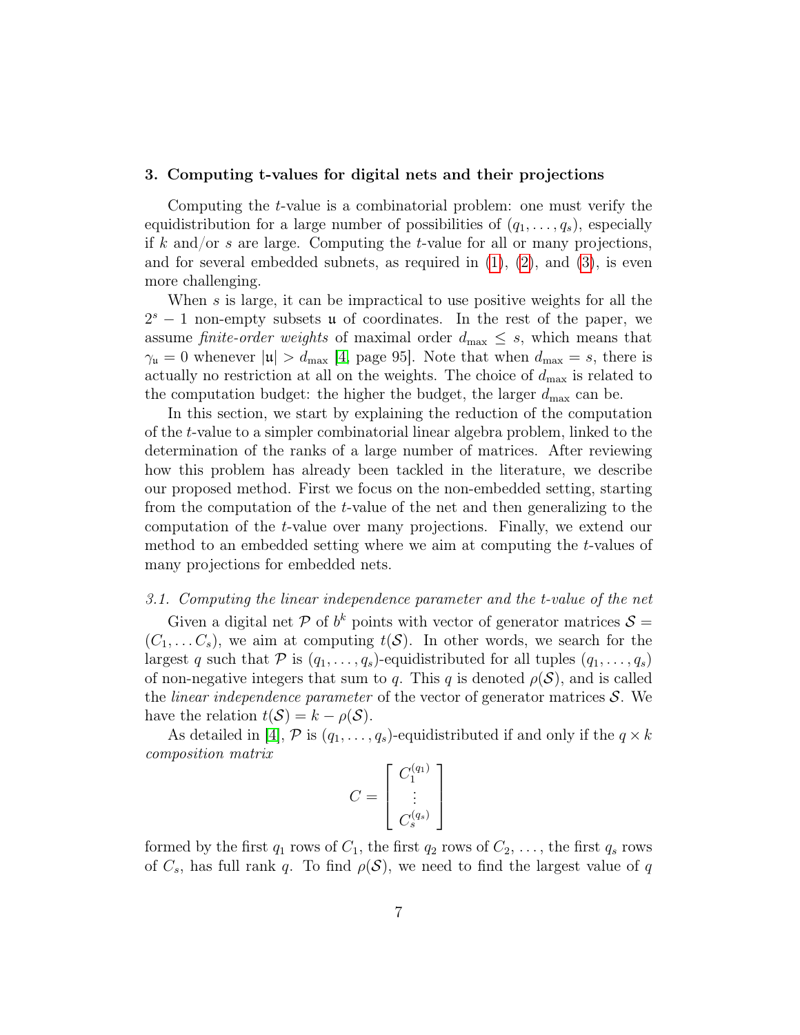## 3. Computing t-values for digital nets and their projections

Computing the $t$-value is a combinatorial problem: one must verify the equidistribution for a large number of possibilities of $(q_1, \ldots, q_s)$, especially if $k$ and/or $s$ are large. Computing the $t$-value for all or many projections, and for several embedded subnets, as required in (1), (2), and (3), is even more challenging.

When $s$ is large, it can be impractical to use positive weights for all the $2^s - 1$ non-empty subsets $\mathfrak{u}$ of coordinates. In the rest of the paper, we assume *finite-order weights* of maximal order $d_{\max} \leq s$, which means that $\gamma_{\mathfrak{u}} = 0$ whenever $|\mathfrak{u}| > d_{\max}$ [4, page 95]. Note that when $d_{\max} = s$, there is actually no restriction at all on the weights. The choice of $d_{\max}$ is related to the computation budget: the higher the budget, the larger $d_{\max}$ can be.

In this section, we start by explaining the reduction of the computation of the $t$-value to a simpler combinatorial linear algebra problem, linked to the determination of the ranks of a large number of matrices. After reviewing how this problem has already been tackled in the literature, we describe our proposed method. First we focus on the non-embedded setting, starting from the computation of the $t$-value of the net and then generalizing to the computation of the $t$-value over many projections. Finally, we extend our method to an embedded setting where we aim at computing the $t$-values of many projections for embedded nets.

### *3.1. Computing the linear independence parameter and the t-value of the net*

Given a digital net $\mathcal{P}$ of $b^k$ points with vector of generator matrices $\mathcal{S} = (C_1, \ldots C_s)$, we aim at computing $t(\mathcal{S})$. In other words, we search for the largest $q$ such that $\mathcal{P}$ is $(q_1, \ldots, q_s)$-equidistributed for all tuples $(q_1, \ldots, q_s)$ of non-negative integers that sum to $q$. This $q$ is denoted $\rho(\mathcal{S})$, and is called the *linear independence parameter* of the vector of generator matrices $\mathcal{S}$. We have the relation $t(\mathcal{S}) = k - \rho(\mathcal{S})$.

As detailed in [4], $\mathcal{P}$ is $(q_1, \ldots, q_s)$-equidistributed if and only if the $q \times k$ *composition matrix*

$$C = \begin{bmatrix} C_1^{(q_1)} \\ \vdots \\ C_s^{(q_s)} \end{bmatrix}$$

formed by the first $q_1$ rows of $C_1$, the first $q_2$ rows of $C_2$, ..., the first $q_s$ rows of $C_s$, has full rank $q$. To find $\rho(\mathcal{S})$, we need to find the largest value of $q$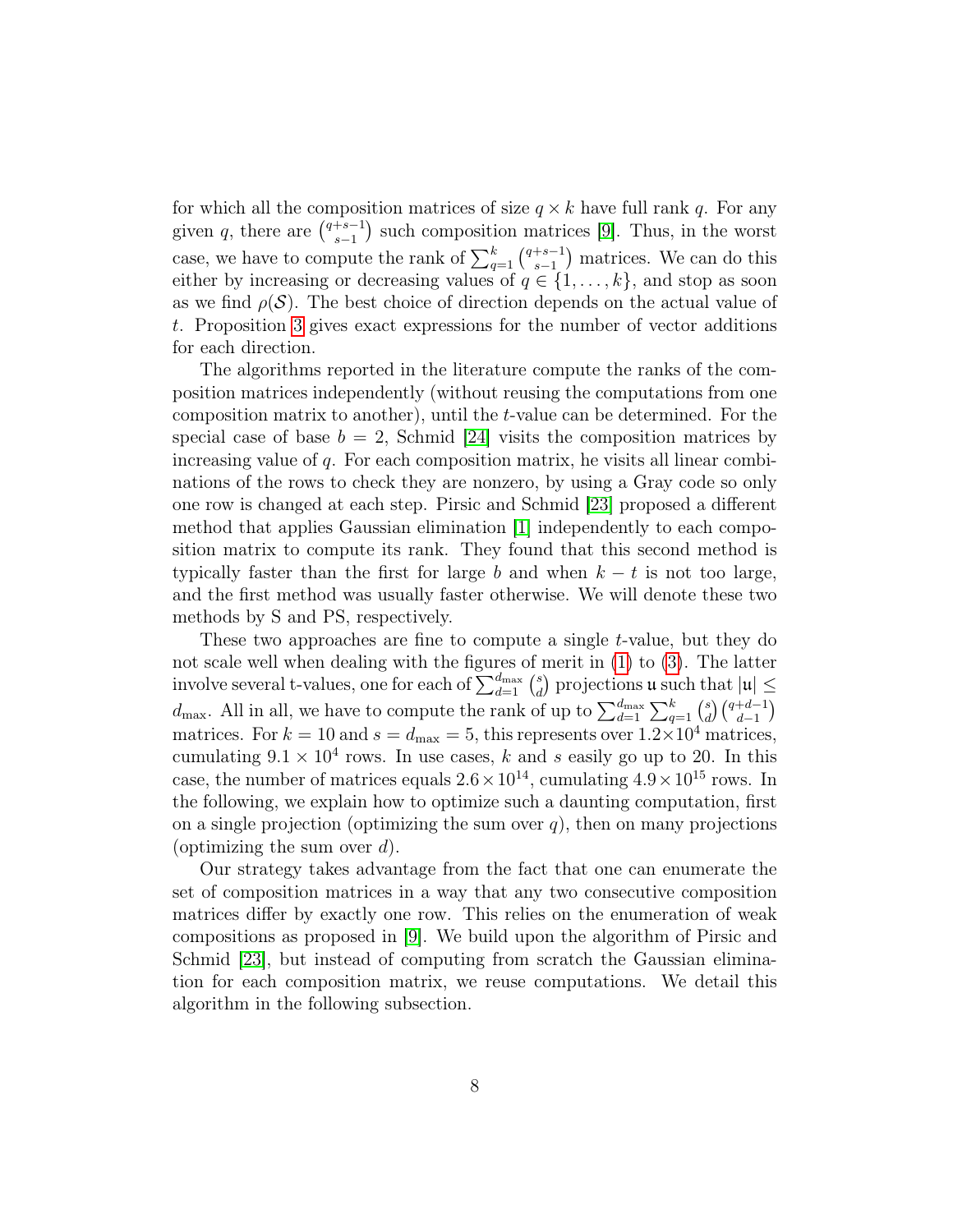for which all the composition matrices of size $q \times k$ have full rank $q$. For any given $q$, there are $\binom{q+s-1}{s-1}$ such composition matrices [9]. Thus, in the worst case, we have to compute the rank of $\sum_{q=1}^{k} \binom{q+s-1}{s-1}$ matrices. We can do this either by increasing or decreasing values of $q \in \{1, \ldots, k\}$, and stop as soon as we find $\rho(\mathcal{S})$. The best choice of direction depends on the actual value of $t$. Proposition 3 gives exact expressions for the number of vector additions for each direction.

The algorithms reported in the literature compute the ranks of the composition matrices independently (without reusing the computations from one composition matrix to another), until the $t$-value can be determined. For the special case of base $b = 2$, Schmid [24] visits the composition matrices by increasing value of $q$. For each composition matrix, he visits all linear combinations of the rows to check they are nonzero, by using a Gray code so only one row is changed at each step. Pirsic and Schmid [23] proposed a different method that applies Gaussian elimination [1] independently to each composition matrix to compute its rank. They found that this second method is typically faster than the first for large $b$ and when $k - t$ is not too large, and the first method was usually faster otherwise. We will denote these two methods by S and PS, respectively.

These two approaches are fine to compute a single $t$-value, but they do not scale well when dealing with the figures of merit in (1) to (3). The latter involve several t-values, one for each of $\sum_{d=1}^{d_{\max}} \binom{s}{d}$ projections $\mathfrak{u}$ such that $|\mathfrak{u}| \leq d_{\max}$. All in all, we have to compute the rank of up to $\sum_{d=1}^{d_{\max}} \sum_{q=1}^{k} \binom{s}{d} \binom{q+d-1}{d-1}$ matrices. For $k = 10$ and $s = d_{\max} = 5$, this represents over $1.2 \times 10^4$ matrices, cumulating $9.1 \times 10^4$ rows. In use cases, $k$ and $s$ easily go up to 20. In this case, the number of matrices equals $2.6 \times 10^{14}$, cumulating $4.9 \times 10^{15}$ rows. In the following, we explain how to optimize such a daunting computation, first on a single projection (optimizing the sum over $q$), then on many projections (optimizing the sum over $d$).

Our strategy takes advantage from the fact that one can enumerate the set of composition matrices in a way that any two consecutive composition matrices differ by exactly one row. This relies on the enumeration of weak compositions as proposed in [9]. We build upon the algorithm of Pirsic and Schmid [23], but instead of computing from scratch the Gaussian elimination for each composition matrix, we reuse computations. We detail this algorithm in the following subsection.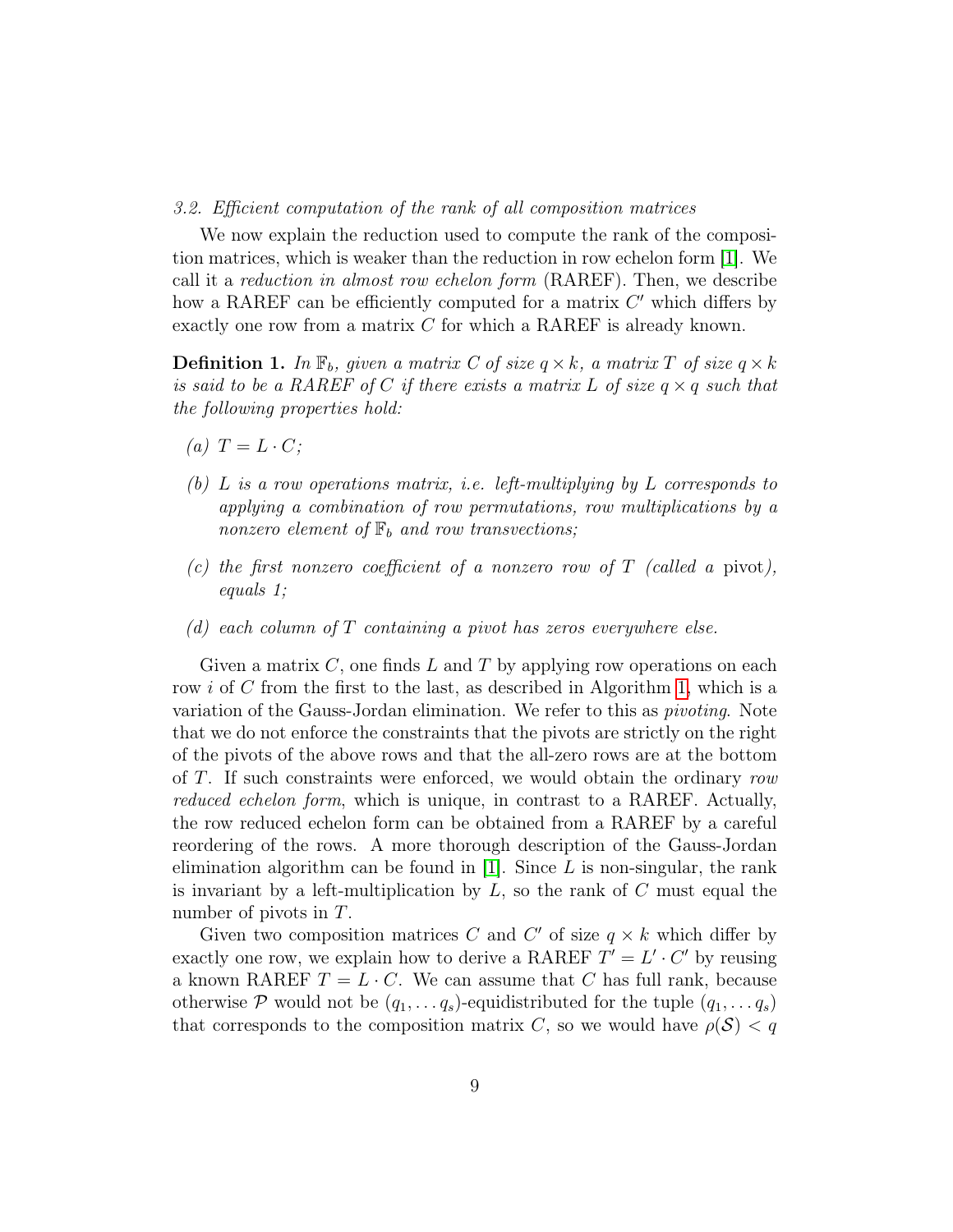### 3.2. Efficient computation of the rank of all composition matrices

We now explain the reduction used to compute the rank of the composition matrices, which is weaker than the reduction in row echelon form [1]. We call it a *reduction in almost row echelon form* (RAREF). Then, we describe how a RAREF can be efficiently computed for a matrix $C'$ which differs by exactly one row from a matrix $C$ for which a RAREF is already known.

**Definition 1.** *In $\mathbb{F}_b$, given a matrix $C$ of size $q \times k$, a matrix $T$ of size $q \times k$ is said to be a RAREF of $C$ if there exists a matrix $L$ of size $q \times q$ such that the following properties hold:*

*(a) $T = L \cdot C$;*

*(b) $L$ is a row operations matrix, i.e. left-multiplying by $L$ corresponds to applying a combination of row permutations, row multiplications by a nonzero element of $\mathbb{F}_b$ and row transvections;*

*(c) the first nonzero coefficient of a nonzero row of $T$ (called a* pivot*), equals 1;*

*(d) each column of $T$ containing a pivot has zeros everywhere else.*

Given a matrix $C$, one finds $L$ and $T$ by applying row operations on each row $i$ of $C$ from the first to the last, as described in Algorithm 1, which is a variation of the Gauss-Jordan elimination. We refer to this as *pivoting*. Note that we do not enforce the constraints that the pivots are strictly on the right of the pivots of the above rows and that the all-zero rows are at the bottom of $T$. If such constraints were enforced, we would obtain the ordinary *row reduced echelon form*, which is unique, in contrast to a RAREF. Actually, the row reduced echelon form can be obtained from a RAREF by a careful reordering of the rows. A more thorough description of the Gauss-Jordan elimination algorithm can be found in [1]. Since $L$ is non-singular, the rank is invariant by a left-multiplication by $L$, so the rank of $C$ must equal the number of pivots in $T$.

Given two composition matrices $C$ and $C'$ of size $q \times k$ which differ by exactly one row, we explain how to derive a RAREF $T' = L' \cdot C'$ by reusing a known RAREF $T = L \cdot C$. We can assume that $C$ has full rank, because otherwise $\mathcal{P}$ would not be $(q_1, \dots q_s)$-equidistributed for the tuple $(q_1, \dots q_s)$ that corresponds to the composition matrix $C$, so we would have $\rho(\mathcal{S}) < q$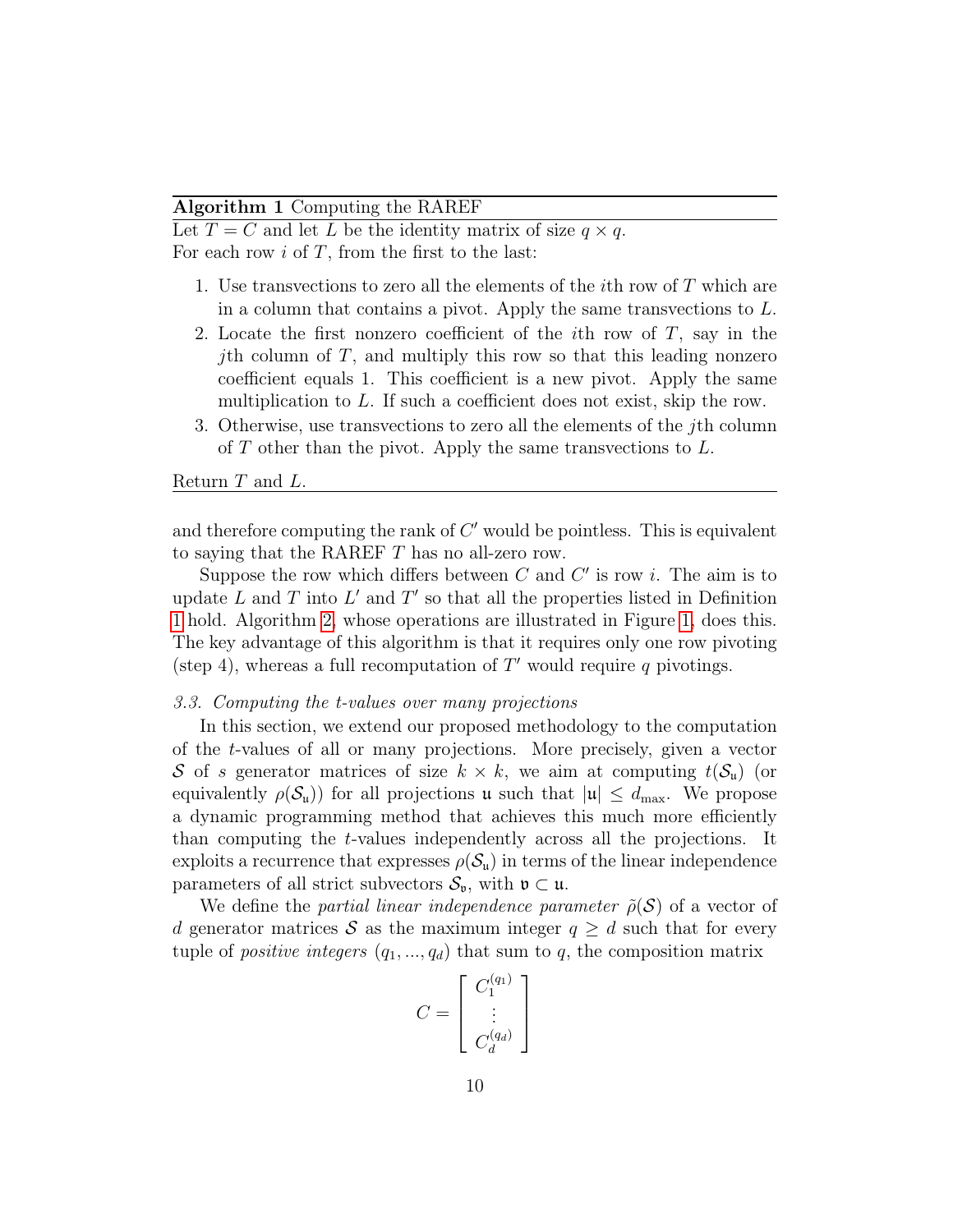**Algorithm 1** Computing the RAREF

Let $T = C$ and let $L$ be the identity matrix of size $q \times q$.
For each row $i$ of $T$, from the first to the last:

1. Use transvections to zero all the elements of the $i$th row of $T$ which are in a column that contains a pivot. Apply the same transvections to $L$.
2. Locate the first nonzero coefficient of the $i$th row of $T$, say in the $j$th column of $T$, and multiply this row so that this leading nonzero coefficient equals 1. This coefficient is a new pivot. Apply the same multiplication to $L$. If such a coefficient does not exist, skip the row.
3. Otherwise, use transvections to zero all the elements of the $j$th column of $T$ other than the pivot. Apply the same transvections to $L$.

Return $T$ and $L$.

---

and therefore computing the rank of $C'$ would be pointless. This is equivalent to saying that the RAREF $T$ has no all-zero row.

Suppose the row which differs between $C$ and $C'$ is row $i$. The aim is to update $L$ and $T$ into $L'$ and $T'$ so that all the properties listed in Definition 1 hold. Algorithm 2, whose operations are illustrated in Figure 1, does this. The key advantage of this algorithm is that it requires only one row pivoting (step 4), whereas a full recomputation of $T'$ would require $q$ pivotings.

*3.3. Computing the t-values over many projections*

In this section, we extend our proposed methodology to the computation of the $t$-values of all or many projections. More precisely, given a vector $\mathcal{S}$ of $s$ generator matrices of size $k \times k$, we aim at computing $t(\mathcal{S}_{\mathfrak{u}})$ (or equivalently $\rho(\mathcal{S}_{\mathfrak{u}})$) for all projections $\mathfrak{u}$ such that $|\mathfrak{u}| \leq d_{\max}$. We propose a dynamic programming method that achieves this much more efficiently than computing the $t$-values independently across all the projections. It exploits a recurrence that expresses $\rho(\mathcal{S}_{\mathfrak{u}})$ in terms of the linear independence parameters of all strict subvectors $\mathcal{S}_{\mathfrak{v}}$, with $\mathfrak{v} \subset \mathfrak{u}$.

We define the *partial linear independence parameter* $\tilde{\rho}(\mathcal{S})$ of a vector of $d$ generator matrices $\mathcal{S}$ as the maximum integer $q \geq d$ such that for every tuple of *positive integers* $(q_1, ..., q_d)$ that sum to $q$, the composition matrix

$$C = \begin{bmatrix} C_1^{(q_1)} \\ \vdots \\ C_d^{(q_d)} \end{bmatrix}$$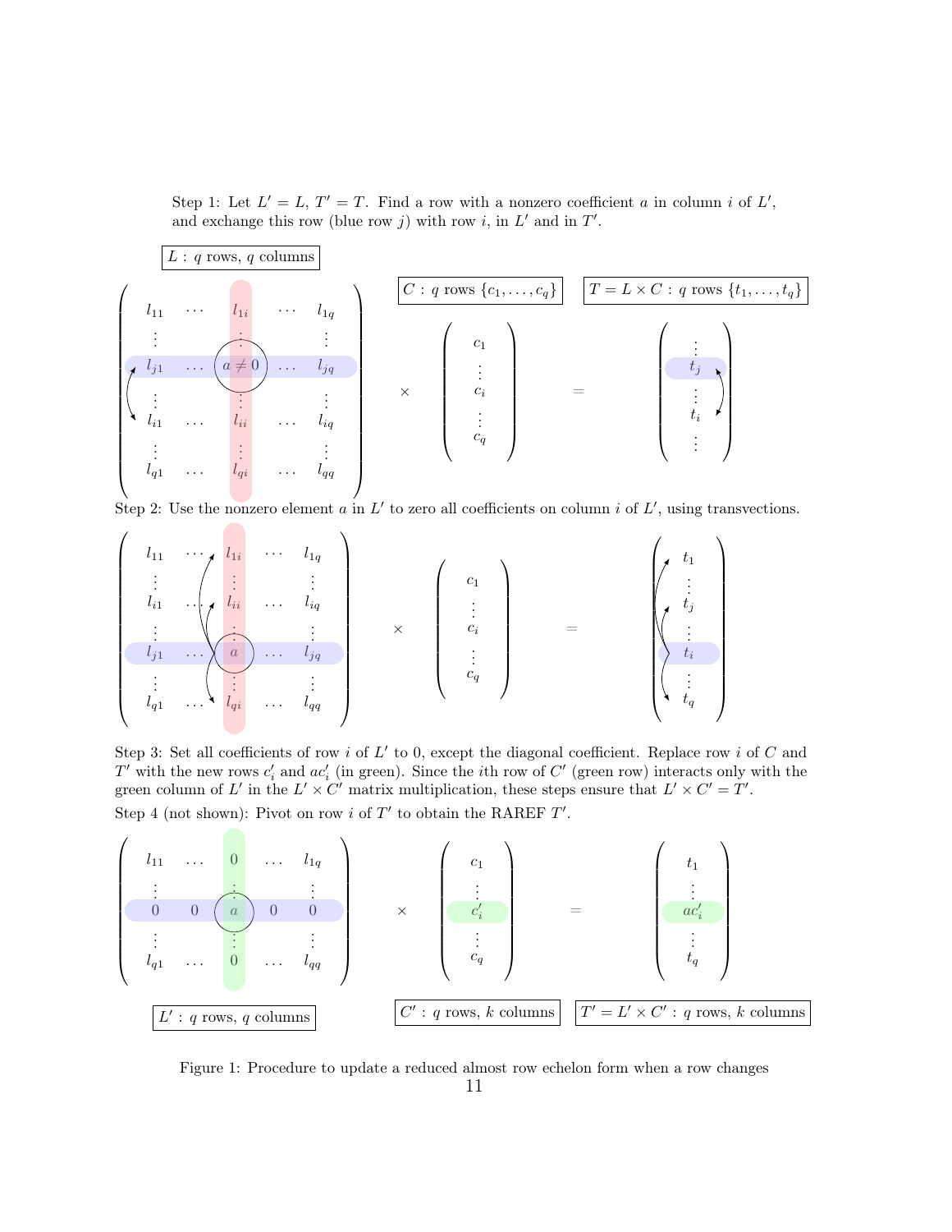Step 1: Let $L' = L$, $T' = T$. Find a row with a nonzero coefficient $a$ in column $i$ of $L'$, and exchange this row (blue row $j$) with row $i$, in $L'$ and in $T'$.

$L$ : $q$ rows, $q$ columns

$C$ : $q$ rows $\{c_1, \ldots, c_q\}$

$T = L \times C$ : $q$ rows $\{t_1, \ldots, t_q\}$

$$
\begin{pmatrix}
l_{11} & \cdots & l_{1i} & \cdots & l_{1q} \\
\vdots & & \vdots & & \vdots \\
l_{j1} & \cdots & a \neq 0 & \cdots & l_{jq} \\
\vdots & & \vdots & & \vdots \\
l_{i1} & \cdots & l_{ii} & \cdots & l_{iq} \\
\vdots & & \vdots & & \vdots \\
l_{q1} & \cdots & l_{qi} & \cdots & l_{qq}
\end{pmatrix}
\times
\begin{pmatrix}
c_1 \\ \vdots \\ c_i \\ \vdots \\ c_q
\end{pmatrix}
=
\begin{pmatrix}
\vdots \\ t_j \\ \vdots \\ t_i \\ \vdots
\end{pmatrix}
$$

Step 2: Use the nonzero element $a$ in $L'$ to zero all coefficients on column $i$ of $L'$, using transvections.

$$
\begin{pmatrix}
l_{11} & \cdots & l_{1i} & \cdots & l_{1q} \\
\vdots & & \vdots & & \vdots \\
l_{i1} & \cdots & l_{ii} & \cdots & l_{iq} \\
\vdots & & \vdots & & \vdots \\
l_{j1} & \cdots & a & \cdots & l_{jq} \\
\vdots & & \vdots & & \vdots \\
l_{q1} & \cdots & l_{qi} & \cdots & l_{qq}
\end{pmatrix}
\times
\begin{pmatrix}
c_1 \\ \vdots \\ c_i \\ \vdots \\ c_q
\end{pmatrix}
=
\begin{pmatrix}
t_1 \\ \vdots \\ t_j \\ \vdots \\ t_i \\ \vdots \\ t_q
\end{pmatrix}
$$

Step 3: Set all coefficients of row $i$ of $L'$ to 0, except the diagonal coefficient. Replace row $i$ of $C$ and $T'$ with the new rows $c'_i$ and $ac'_i$ (in green). Since the $i$th row of $C'$ (green row) interacts only with the green column of $L'$ in the $L' \times C'$ matrix multiplication, these steps ensure that $L' \times C' = T'$.

Step 4 (not shown): Pivot on row $i$ of $T'$ to obtain the RAREF $T'$.

$$
\begin{pmatrix}
l_{11} & \cdots & 0 & \cdots & l_{1q} \\
\vdots & & \vdots & & \vdots \\
0 & 0 & a & 0 & 0 \\
\vdots & & \vdots & & \vdots \\
l_{q1} & \cdots & 0 & \cdots & l_{qq}
\end{pmatrix}
\times
\begin{pmatrix}
c_1 \\ \vdots \\ c'_i \\ \vdots \\ c_q
\end{pmatrix}
=
\begin{pmatrix}
t_1 \\ \vdots \\ ac'_i \\ \vdots \\ t_q
\end{pmatrix}
$$

$L'$ : $q$ rows, $q$ columns

$C'$ : $q$ rows, $k$ columns

$T' = L' \times C'$ : $q$ rows, $k$ columns

Figure 1: Procedure to update a reduced almost row echelon form when a row changes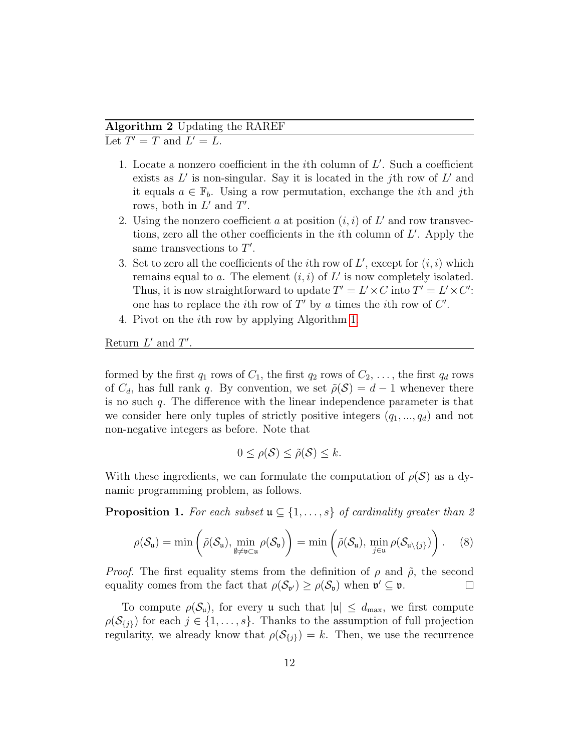**Algorithm 2** Updating the RAREF

Let $T' = T$ and $L' = L$.

1. Locate a nonzero coefficient in the $i$th column of $L'$. Such a coefficient exists as $L'$ is non-singular. Say it is located in the $j$th row of $L'$ and it equals $a \in \mathbb{F}_b$. Using a row permutation, exchange the $i$th and $j$th rows, both in $L'$ and $T'$.
2. Using the nonzero coefficient $a$ at position $(i, i)$ of $L'$ and row transvections, zero all the other coefficients in the $i$th column of $L'$. Apply the same transvections to $T'$.
3. Set to zero all the coefficients of the $i$th row of $L'$, except for $(i, i)$ which remains equal to $a$. The element $(i, i)$ of $L'$ is now completely isolated. Thus, it is now straightforward to update $T' = L' \times C$ into $T' = L' \times C'$: one has to replace the $i$th row of $T'$ by $a$ times the $i$th row of $C'$.
4. Pivot on the $i$th row by applying Algorithm 1.

Return $L'$ and $T'$.

formed by the first $q_1$ rows of $C_1$, the first $q_2$ rows of $C_2$, ..., the first $q_d$ rows of $C_d$, has full rank $q$. By convention, we set $\tilde{\rho}(\mathcal{S}) = d - 1$ whenever there is no such $q$. The difference with the linear independence parameter is that we consider here only tuples of strictly positive integers $(q_1, ..., q_d)$ and not non-negative integers as before. Note that

$$0 \leq \rho(\mathcal{S}) \leq \tilde{\rho}(\mathcal{S}) \leq k.$$

With these ingredients, we can formulate the computation of $\rho(\mathcal{S})$ as a dynamic programming problem, as follows.

**Proposition 1.** *For each subset $\mathfrak{u} \subseteq \{1, \ldots, s\}$ of cardinality greater than 2*

$$\rho(\mathcal{S}_{\mathfrak{u}}) = \min\left(\tilde{\rho}(\mathcal{S}_{\mathfrak{u}}),\, \min_{\emptyset \neq \mathfrak{v} \subset \mathfrak{u}} \rho(\mathcal{S}_{\mathfrak{v}})\right) = \min\left(\tilde{\rho}(\mathcal{S}_{\mathfrak{u}}),\, \min_{j \in \mathfrak{u}} \rho(\mathcal{S}_{\mathfrak{u} \setminus \{j\}})\right). \quad (8)$$

*Proof.* The first equality stems from the definition of $\rho$ and $\tilde{\rho}$, the second equality comes from the fact that $\rho(\mathcal{S}_{\mathfrak{v}'}) \geq \rho(\mathcal{S}_{\mathfrak{v}})$ when $\mathfrak{v}' \subseteq \mathfrak{v}$. $\square$

To compute $\rho(\mathcal{S}_{\mathfrak{u}})$, for every $\mathfrak{u}$ such that $|\mathfrak{u}| \leq d_{\max}$, we first compute $\rho(\mathcal{S}_{\{j\}})$ for each $j \in \{1, \ldots, s\}$. Thanks to the assumption of full projection regularity, we already know that $\rho(\mathcal{S}_{\{j\}}) = k$. Then, we use the recurrence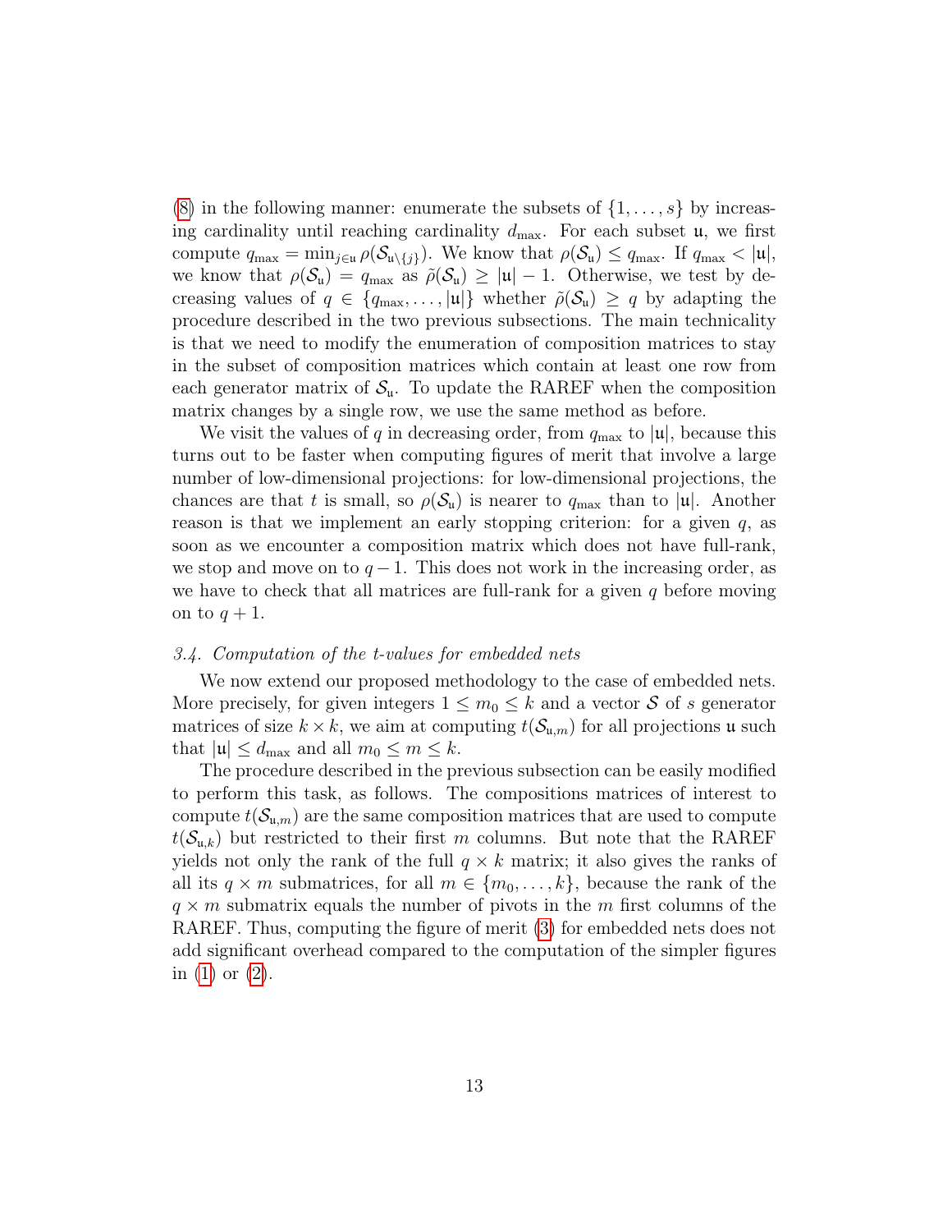(8) in the following manner: enumerate the subsets of $\{1, \ldots, s\}$ by increasing cardinality until reaching cardinality $d_{\max}$. For each subset $\mathfrak{u}$, we first compute $q_{\max} = \min_{j \in \mathfrak{u}} \rho(\mathcal{S}_{\mathfrak{u} \setminus \{j\}})$. We know that $\rho(\mathcal{S}_{\mathfrak{u}}) \leq q_{\max}$. If $q_{\max} < |\mathfrak{u}|$, we know that $\rho(\mathcal{S}_{\mathfrak{u}}) = q_{\max}$ as $\tilde{\rho}(\mathcal{S}_{\mathfrak{u}}) \geq |\mathfrak{u}| - 1$. Otherwise, we test by decreasing values of $q \in \{q_{\max}, \ldots, |\mathfrak{u}|\}$ whether $\tilde{\rho}(\mathcal{S}_{\mathfrak{u}}) \geq q$ by adapting the procedure described in the two previous subsections. The main technicality is that we need to modify the enumeration of composition matrices to stay in the subset of composition matrices which contain at least one row from each generator matrix of $\mathcal{S}_{\mathfrak{u}}$. To update the RAREF when the composition matrix changes by a single row, we use the same method as before.

We visit the values of $q$ in decreasing order, from $q_{\max}$ to $|\mathfrak{u}|$, because this turns out to be faster when computing figures of merit that involve a large number of low-dimensional projections: for low-dimensional projections, the chances are that $t$ is small, so $\rho(\mathcal{S}_{\mathfrak{u}})$ is nearer to $q_{\max}$ than to $|\mathfrak{u}|$. Another reason is that we implement an early stopping criterion: for a given $q$, as soon as we encounter a composition matrix which does not have full-rank, we stop and move on to $q-1$. This does not work in the increasing order, as we have to check that all matrices are full-rank for a given $q$ before moving on to $q+1$.

### 3.4. Computation of the t-values for embedded nets

We now extend our proposed methodology to the case of embedded nets. More precisely, for given integers $1 \leq m_0 \leq k$ and a vector $\mathcal{S}$ of $s$ generator matrices of size $k \times k$, we aim at computing $t(\mathcal{S}_{\mathfrak{u},m})$ for all projections $\mathfrak{u}$ such that $|\mathfrak{u}| \leq d_{\max}$ and all $m_0 \leq m \leq k$.

The procedure described in the previous subsection can be easily modified to perform this task, as follows. The compositions matrices of interest to compute $t(\mathcal{S}_{\mathfrak{u},m})$ are the same composition matrices that are used to compute $t(\mathcal{S}_{\mathfrak{u},k})$ but restricted to their first $m$ columns. But note that the RAREF yields not only the rank of the full $q \times k$ matrix; it also gives the ranks of all its $q \times m$ submatrices, for all $m \in \{m_0, \ldots, k\}$, because the rank of the $q \times m$ submatrix equals the number of pivots in the $m$ first columns of the RAREF. Thus, computing the figure of merit (3) for embedded nets does not add significant overhead compared to the computation of the simpler figures in (1) or (2).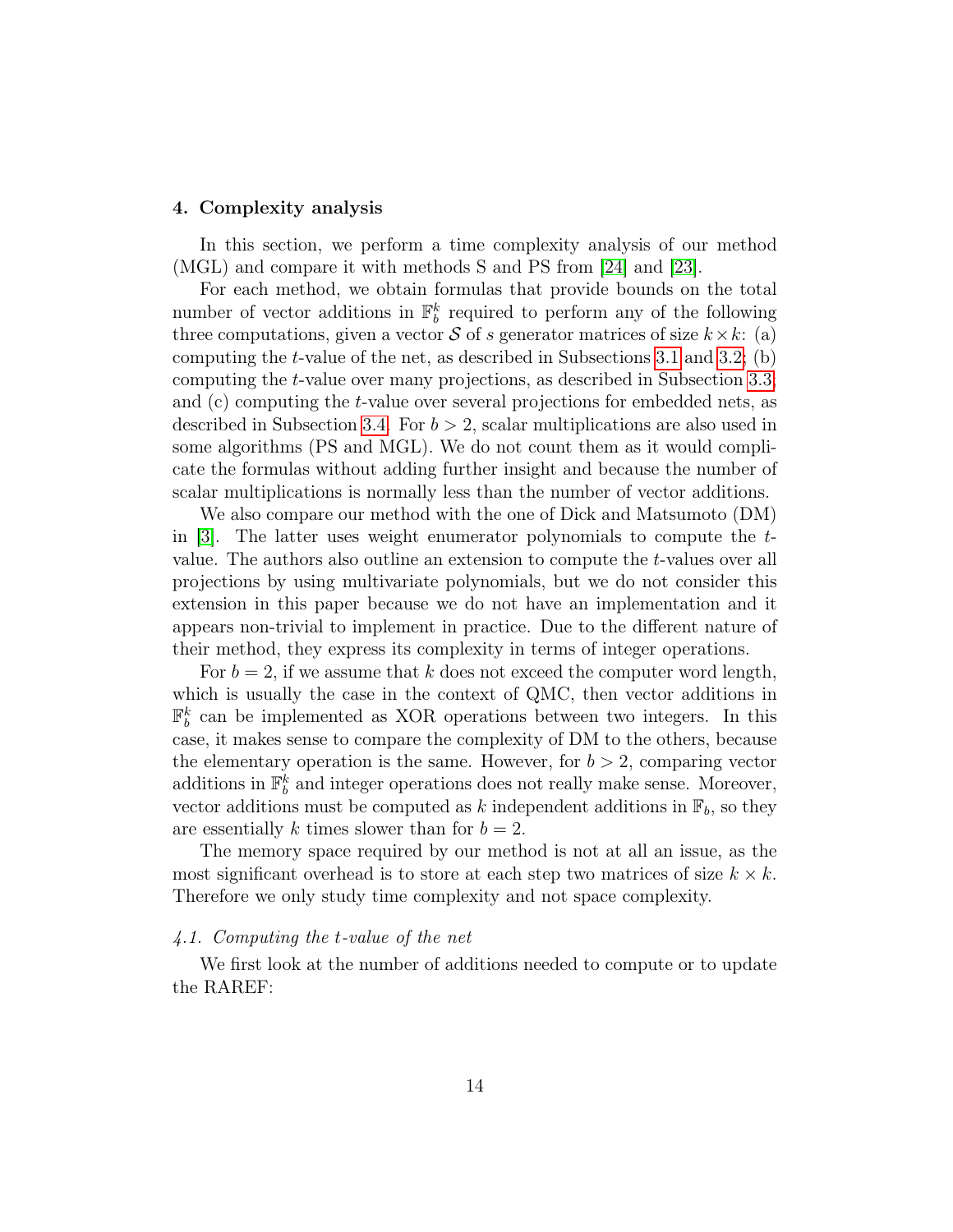## 4. Complexity analysis

In this section, we perform a time complexity analysis of our method (MGL) and compare it with methods S and PS from [24] and [23].

For each method, we obtain formulas that provide bounds on the total number of vector additions in $\mathbb{F}_b^k$ required to perform any of the following three computations, given a vector $\mathcal{S}$ of $s$ generator matrices of size $k \times k$: (a) computing the $t$-value of the net, as described in Subsections 3.1 and 3.2; (b) computing the $t$-value over many projections, as described in Subsection 3.3; and (c) computing the $t$-value over several projections for embedded nets, as described in Subsection 3.4. For $b > 2$, scalar multiplications are also used in some algorithms (PS and MGL). We do not count them as it would complicate the formulas without adding further insight and because the number of scalar multiplications is normally less than the number of vector additions.

We also compare our method with the one of Dick and Matsumoto (DM) in [3]. The latter uses weight enumerator polynomials to compute the $t$-value. The authors also outline an extension to compute the $t$-values over all projections by using multivariate polynomials, but we do not consider this extension in this paper because we do not have an implementation and it appears non-trivial to implement in practice. Due to the different nature of their method, they express its complexity in terms of integer operations.

For $b = 2$, if we assume that $k$ does not exceed the computer word length, which is usually the case in the context of QMC, then vector additions in $\mathbb{F}_b^k$ can be implemented as XOR operations between two integers. In this case, it makes sense to compare the complexity of DM to the others, because the elementary operation is the same. However, for $b > 2$, comparing vector additions in $\mathbb{F}_b^k$ and integer operations does not really make sense. Moreover, vector additions must be computed as $k$ independent additions in $\mathbb{F}_b$, so they are essentially $k$ times slower than for $b = 2$.

The memory space required by our method is not at all an issue, as the most significant overhead is to store at each step two matrices of size $k \times k$. Therefore we only study time complexity and not space complexity.

### 4.1. Computing the $t$-value of the net

We first look at the number of additions needed to compute or to update the RAREF: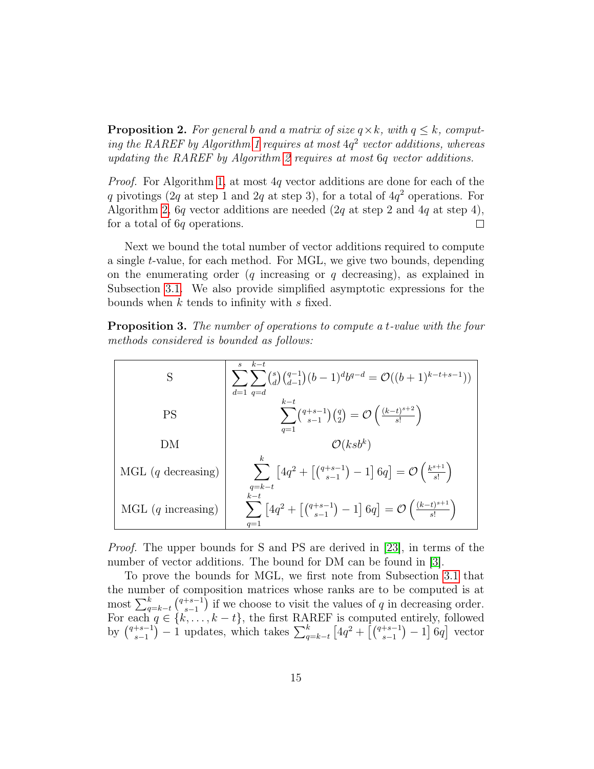**Proposition 2.** *For general $b$ and a matrix of size $q \times k$, with $q \le k$, computing the RAREF by Algorithm 1 requires at most $4q^2$ vector additions, whereas updating the RAREF by Algorithm 2 requires at most $6q$ vector additions.*

*Proof.* For Algorithm 1, at most $4q$ vector additions are done for each of the $q$ pivotings ($2q$ at step 1 and $2q$ at step 3), for a total of $4q^2$ operations. For Algorithm 2, $6q$ vector additions are needed ($2q$ at step 2 and $4q$ at step 4), for a total of $6q$ operations. □

Next we bound the total number of vector additions required to compute a single $t$-value, for each method. For MGL, we give two bounds, depending on the enumerating order ($q$ increasing or $q$ decreasing), as explained in Subsection 3.1. We also provide simplified asymptotic expressions for the bounds when $k$ tends to infinity with $s$ fixed.

**Proposition 3.** *The number of operations to compute a $t$-value with the four methods considered is bounded as follows:*

| Method | Bound |
|---|---|
| S | $\sum_{d=1}^{s}\sum_{q=d}^{k-t}\binom{s}{d}\binom{q-1}{d-1}(b-1)^d b^{q-d} = \mathcal{O}((b+1)^{k-t+s-1})$ |
| PS | $\sum_{q=1}^{k-t}\binom{q+s-1}{s-1}\binom{q}{2} = \mathcal{O}\left(\frac{(k-t)^{s+2}}{s!}\right)$ |
| DM | $\mathcal{O}(ksb^k)$ |
| MGL ($q$ decreasing) | $\sum_{q=k-t}^{k}\left[4q^2 + \left[\binom{q+s-1}{s-1}-1\right]6q\right] = \mathcal{O}\left(\frac{k^{s+1}}{s!}\right)$ |
| MGL ($q$ increasing) | $\sum_{q=1}^{k-t}\left[4q^2 + \left[\binom{q+s-1}{s-1}-1\right]6q\right] = \mathcal{O}\left(\frac{(k-t)^{s+1}}{s!}\right)$ |

*Proof.* The upper bounds for S and PS are derived in [23], in terms of the number of vector additions. The bound for DM can be found in [3].

To prove the bounds for MGL, we first note from Subsection 3.1 that the number of composition matrices whose ranks are to be computed is at most $\sum_{q=k-t}^{k}\binom{q+s-1}{s-1}$ if we choose to visit the values of $q$ in decreasing order. For each $q \in \{k, \ldots, k-t\}$, the first RAREF is computed entirely, followed by $\binom{q+s-1}{s-1} - 1$ updates, which takes $\sum_{q=k-t}^{k}\left[4q^2 + \left[\binom{q+s-1}{s-1}-1\right]6q\right]$ vector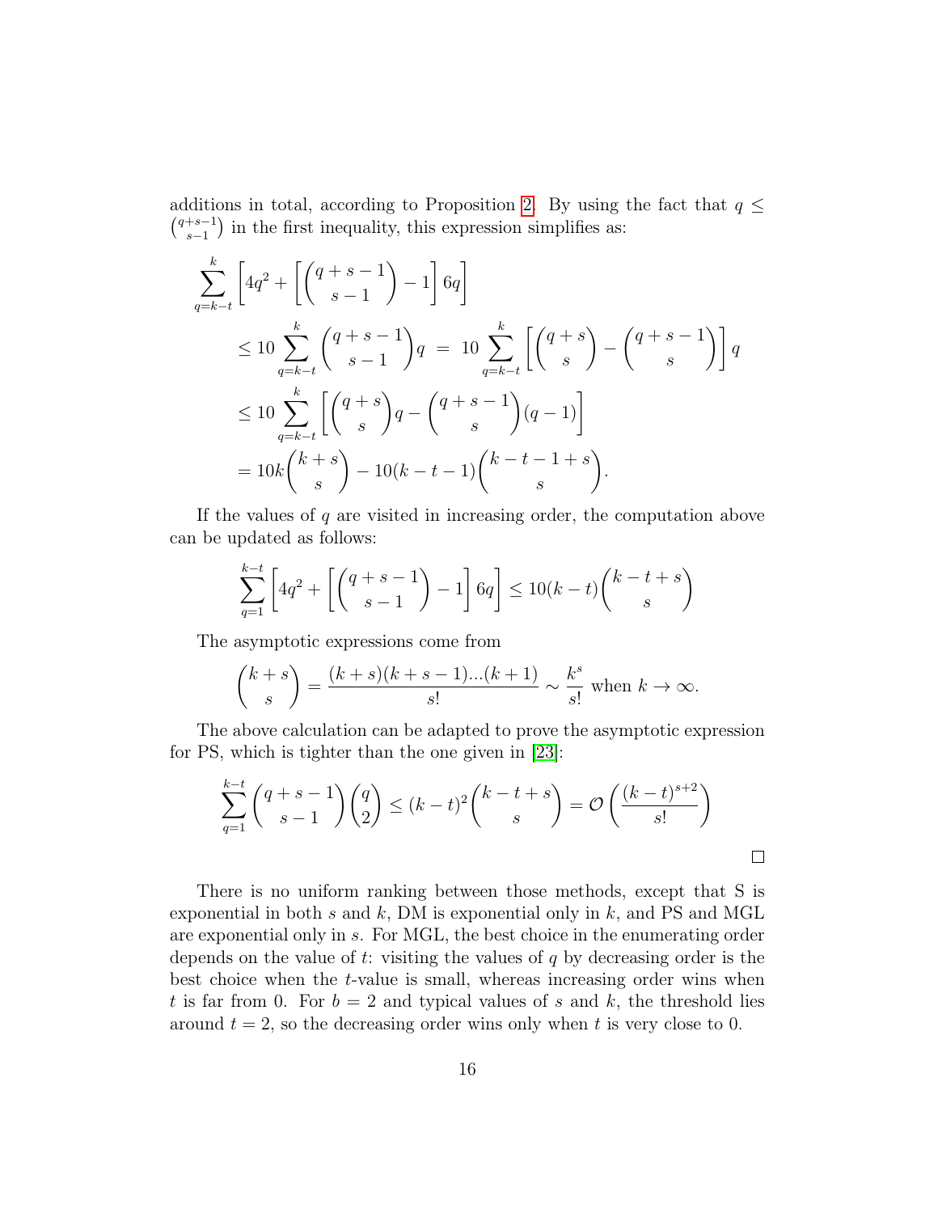additions in total, according to Proposition 2. By using the fact that $q \leq \binom{q+s-1}{s-1}$ in the first inequality, this expression simplifies as:

$$
\begin{aligned}
&\sum_{q=k-t}^{k} \left[ 4q^2 + \left[ \binom{q+s-1}{s-1} - 1 \right] 6q \right] \\
&\qquad \leq 10 \sum_{q=k-t}^{k} \binom{q+s-1}{s-1} q \;=\; 10 \sum_{q=k-t}^{k} \left[ \binom{q+s}{s} - \binom{q+s-1}{s} \right] q \\
&\qquad \leq 10 \sum_{q=k-t}^{k} \left[ \binom{q+s}{s} q - \binom{q+s-1}{s} (q-1) \right] \\
&\qquad = 10k \binom{k+s}{s} - 10(k-t-1) \binom{k-t-1+s}{s}.
\end{aligned}
$$

If the values of $q$ are visited in increasing order, the computation above can be updated as follows:

$$
\sum_{q=1}^{k-t} \left[ 4q^2 + \left[ \binom{q+s-1}{s-1} - 1 \right] 6q \right] \leq 10(k-t) \binom{k-t+s}{s}
$$

The asymptotic expressions come from

$$
\binom{k+s}{s} = \frac{(k+s)(k+s-1)...(k+1)}{s!} \sim \frac{k^s}{s!} \text{ when } k \to \infty.
$$

The above calculation can be adapted to prove the asymptotic expression for PS, which is tighter than the one given in [23]:

$$
\sum_{q=1}^{k-t} \binom{q+s-1}{s-1} \binom{q}{2} \leq (k-t)^2 \binom{k-t+s}{s} = \mathcal{O}\left( \frac{(k-t)^{s+2}}{s!} \right)
$$

□

There is no uniform ranking between those methods, except that S is exponential in both $s$ and $k$, DM is exponential only in $k$, and PS and MGL are exponential only in $s$. For MGL, the best choice in the enumerating order depends on the value of $t$: visiting the values of $q$ by decreasing order is the best choice when the $t$-value is small, whereas increasing order wins when $t$ is far from 0. For $b = 2$ and typical values of $s$ and $k$, the threshold lies around $t = 2$, so the decreasing order wins only when $t$ is very close to 0.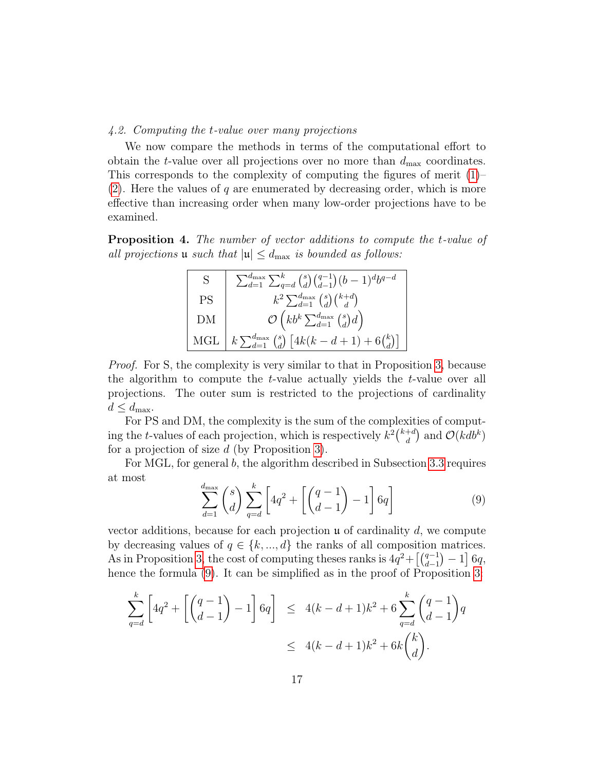### 4.2. Computing the t-value over many projections

We now compare the methods in terms of the computational effort to obtain the $t$-value over all projections over no more than $d_{\max}$ coordinates. This corresponds to the complexity of computing the figures of merit (1)–(2). Here the values of $q$ are enumerated by decreasing order, which is more effective than increasing order when many low-order projections have to be examined.

**Proposition 4.** *The number of vector additions to compute the $t$-value of all projections $\mathfrak{u}$ such that $|\mathfrak{u}| \le d_{\max}$ is bounded as follows:*

| | |
|---|---|
| S | $\sum_{d=1}^{d_{\max}} \sum_{q=d}^{k} \binom{s}{d}\binom{q-1}{d-1}(b-1)^d b^{q-d}$ |
| PS | $k^2 \sum_{d=1}^{d_{\max}} \binom{s}{d}\binom{k+d}{d}$ |
| DM | $\mathcal{O}\left(kb^k \sum_{d=1}^{d_{\max}} \binom{s}{d} d\right)$ |
| MGL | $k \sum_{d=1}^{d_{\max}} \binom{s}{d}\left[4k(k-d+1) + 6\binom{k}{d}\right]$ |

*Proof.* For S, the complexity is very similar to that in Proposition 3, because the algorithm to compute the $t$-value actually yields the $t$-value over all projections. The outer sum is restricted to the projections of cardinality $d \le d_{\max}$.

For PS and DM, the complexity is the sum of the complexities of computing the $t$-values of each projection, which is respectively $k^2\binom{k+d}{d}$ and $\mathcal{O}(kdb^k)$ for a projection of size $d$ (by Proposition 3).

For MGL, for general $b$, the algorithm described in Subsection 3.3 requires at most

$$\sum_{d=1}^{d_{\max}} \binom{s}{d} \sum_{q=d}^{k} \left[4q^2 + \left[\binom{q-1}{d-1} - 1\right] 6q\right] \tag{9}$$

vector additions, because for each projection $\mathfrak{u}$ of cardinality $d$, we compute by decreasing values of $q \in \{k, ..., d\}$ the ranks of all composition matrices. As in Proposition 3, the cost of computing theses ranks is $4q^2 + \left[\binom{q-1}{d-1} - 1\right] 6q$, hence the formula (9). It can be simplified as in the proof of Proposition 3:

$$\begin{aligned}
\sum_{q=d}^{k} \left[4q^2 + \left[\binom{q-1}{d-1} - 1\right] 6q\right] &\le 4(k-d+1)k^2 + 6\sum_{q=d}^{k} \binom{q-1}{d-1} q \\
&\le 4(k-d+1)k^2 + 6k\binom{k}{d}.
\end{aligned}$$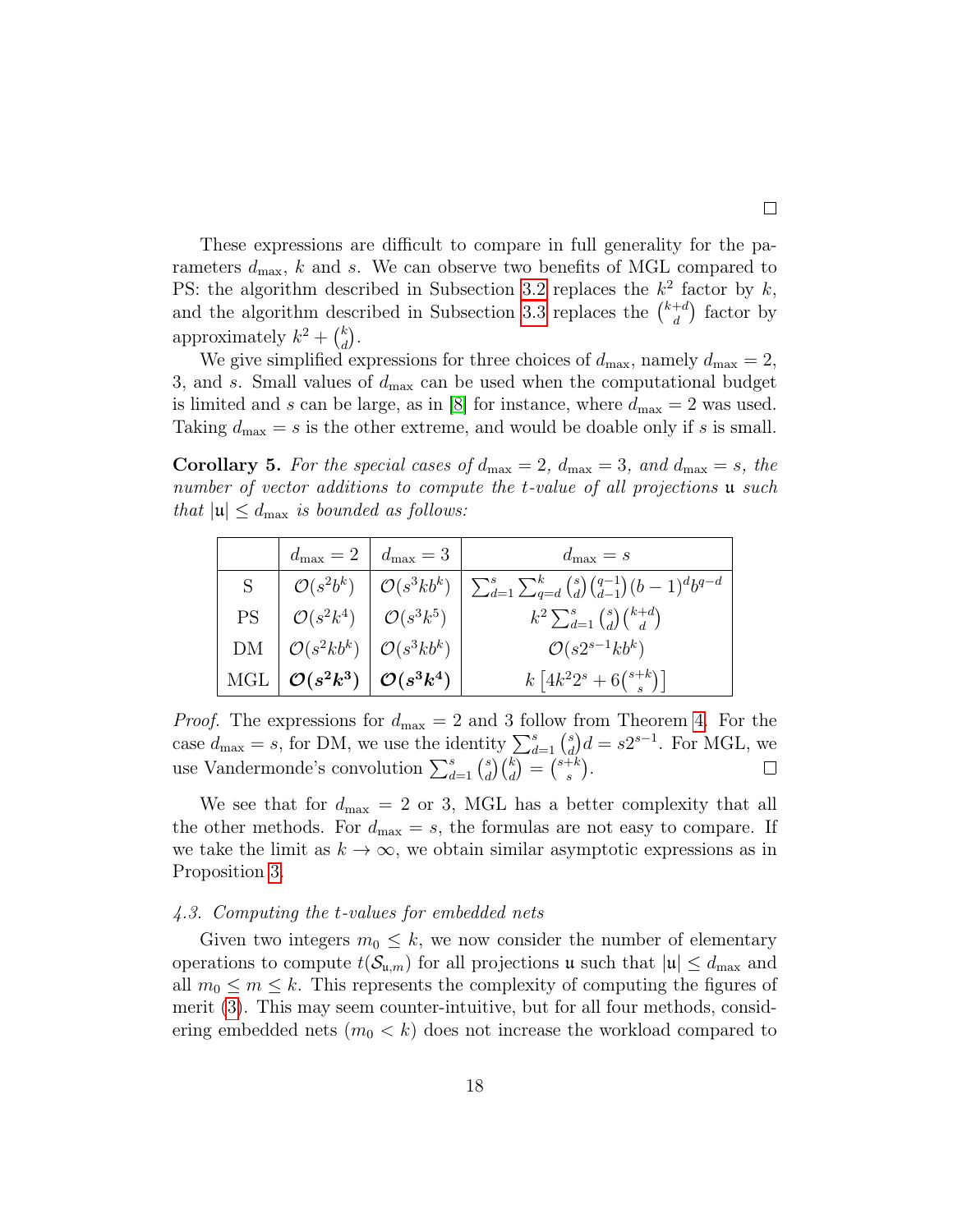□

These expressions are difficult to compare in full generality for the parameters $d_{\max}$, $k$ and $s$. We can observe two benefits of MGL compared to PS: the algorithm described in Subsection 3.2 replaces the $k^2$ factor by $k$, and the algorithm described in Subsection 3.3 replaces the $\binom{k+d}{d}$ factor by approximately $k^2 + \binom{k}{d}$.

We give simplified expressions for three choices of $d_{\max}$, namely $d_{\max} = 2$, 3, and $s$. Small values of $d_{\max}$ can be used when the computational budget is limited and $s$ can be large, as in [8] for instance, where $d_{\max} = 2$ was used. Taking $d_{\max} = s$ is the other extreme, and would be doable only if $s$ is small.

**Corollary 5.** *For the special cases of $d_{\max} = 2$, $d_{\max} = 3$, and $d_{\max} = s$, the number of vector additions to compute the $t$-value of all projections $\mathfrak{u}$ such that $|\mathfrak{u}| \le d_{\max}$ is bounded as follows:*

| | $d_{\max} = 2$ | $d_{\max} = 3$ | $d_{\max} = s$ |
|---|---|---|---|
| S | $\mathcal{O}(s^2 b^k)$ | $\mathcal{O}(s^3 k b^k)$ | $\sum_{d=1}^{s}\sum_{q=d}^{k}\binom{s}{d}\binom{q-1}{d-1}(b-1)^d b^{q-d}$ |
| PS | $\mathcal{O}(s^2 k^4)$ | $\mathcal{O}(s^3 k^5)$ | $k^2 \sum_{d=1}^{s}\binom{s}{d}\binom{k+d}{d}$ |
| DM | $\mathcal{O}(s^2 k b^k)$ | $\mathcal{O}(s^3 k b^k)$ | $\mathcal{O}(s 2^{s-1} k b^k)$ |
| MGL | $\boldsymbol{\mathcal{O}(s^2 k^3)}$ | $\boldsymbol{\mathcal{O}(s^3 k^4)}$ | $k\left[4k^2 2^s + 6\binom{s+k}{s}\right]$ |

*Proof.* The expressions for $d_{\max} = 2$ and 3 follow from Theorem 4. For the case $d_{\max} = s$, for DM, we use the identity $\sum_{d=1}^{s}\binom{s}{d}d = s2^{s-1}$. For MGL, we use Vandermonde's convolution $\sum_{d=1}^{s}\binom{s}{d}\binom{k}{d} = \binom{s+k}{s}$. □

We see that for $d_{\max} = 2$ or 3, MGL has a better complexity that all the other methods. For $d_{\max} = s$, the formulas are not easy to compare. If we take the limit as $k \to \infty$, we obtain similar asymptotic expressions as in Proposition 3.

### *4.3. Computing the t-values for embedded nets*

Given two integers $m_0 \le k$, we now consider the number of elementary operations to compute $t(\mathcal{S}_{\mathfrak{u},m})$ for all projections $\mathfrak{u}$ such that $|\mathfrak{u}| \le d_{\max}$ and all $m_0 \le m \le k$. This represents the complexity of computing the figures of merit (3). This may seem counter-intuitive, but for all four methods, considering embedded nets ($m_0 < k$) does not increase the workload compared to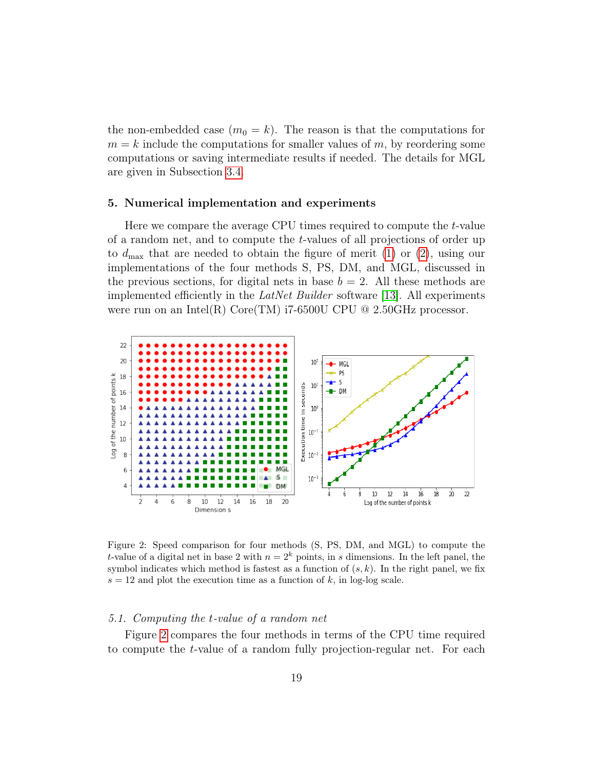the non-embedded case ($m_0 = k$). The reason is that the computations for $m = k$ include the computations for smaller values of $m$, by reordering some computations or saving intermediate results if needed. The details for MGL are given in Subsection 3.4.

## 5. Numerical implementation and experiments

Here we compare the average CPU times required to compute the $t$-value of a random net, and to compute the $t$-values of all projections of order up to $d_{\max}$ that are needed to obtain the figure of merit (1) or (2), using our implementations of the four methods S, PS, DM, and MGL, discussed in the previous sections, for digital nets in base $b = 2$. All these methods are implemented efficiently in the *LatNet Builder* software [13]. All experiments were run on an Intel(R) Core(TM) i7-6500U CPU @ 2.50GHz processor.

Figure 2: Speed comparison for four methods (S, PS, DM, and MGL) to compute the $t$-value of a digital net in base 2 with $n = 2^k$ points, in $s$ dimensions. In the left panel, the symbol indicates which method is fastest as a function of $(s, k)$. In the right panel, we fix $s = 12$ and plot the execution time as a function of $k$, in log-log scale.

### 5.1. Computing the $t$-value of a random net

Figure 2 compares the four methods in terms of the CPU time required to compute the $t$-value of a random fully projection-regular net. For each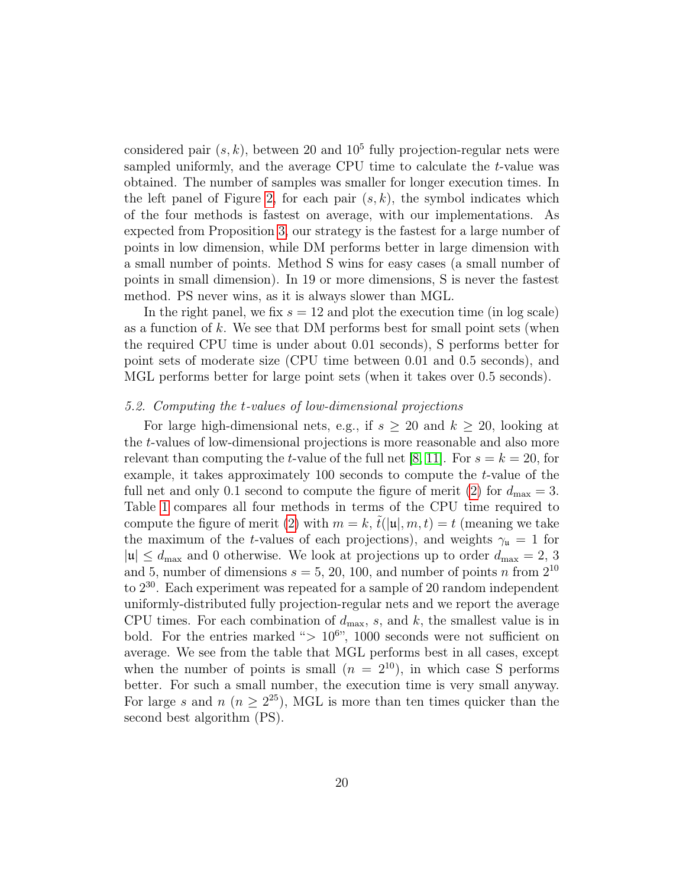considered pair $(s, k)$, between 20 and $10^5$ fully projection-regular nets were sampled uniformly, and the average CPU time to calculate the $t$-value was obtained. The number of samples was smaller for longer execution times. In the left panel of Figure 2, for each pair $(s, k)$, the symbol indicates which of the four methods is fastest on average, with our implementations. As expected from Proposition 3, our strategy is the fastest for a large number of points in low dimension, while DM performs better in large dimension with a small number of points. Method S wins for easy cases (a small number of points in small dimension). In 19 or more dimensions, S is never the fastest method. PS never wins, as it is always slower than MGL.

In the right panel, we fix $s = 12$ and plot the execution time (in log scale) as a function of $k$. We see that DM performs best for small point sets (when the required CPU time is under about 0.01 seconds), S performs better for point sets of moderate size (CPU time between 0.01 and 0.5 seconds), and MGL performs better for large point sets (when it takes over 0.5 seconds).

### *5.2. Computing the t-values of low-dimensional projections*

For large high-dimensional nets, e.g., if $s \geq 20$ and $k \geq 20$, looking at the $t$-values of low-dimensional projections is more reasonable and also more relevant than computing the $t$-value of the full net [8, 11]. For $s = k = 20$, for example, it takes approximately 100 seconds to compute the $t$-value of the full net and only 0.1 second to compute the figure of merit (2) for $d_{\max} = 3$. Table 1 compares all four methods in terms of the CPU time required to compute the figure of merit (2) with $m = k$, $\tilde{t}(|\mathfrak{u}|, m, t) = t$ (meaning we take the maximum of the $t$-values of each projections), and weights $\gamma_{\mathfrak{u}} = 1$ for $|\mathfrak{u}| \leq d_{\max}$ and 0 otherwise. We look at projections up to order $d_{\max} = 2$, 3 and 5, number of dimensions $s = 5$, 20, 100, and number of points $n$ from $2^{10}$ to $2^{30}$. Each experiment was repeated for a sample of 20 random independent uniformly-distributed fully projection-regular nets and we report the average CPU times. For each combination of $d_{\max}$, $s$, and $k$, the smallest value is in bold. For the entries marked "$> 10^6$", 1000 seconds were not sufficient on average. We see from the table that MGL performs best in all cases, except when the number of points is small ($n = 2^{10}$), in which case S performs better. For such a small number, the execution time is very small anyway. For large $s$ and $n$ ($n \geq 2^{25}$), MGL is more than ten times quicker than the second best algorithm (PS).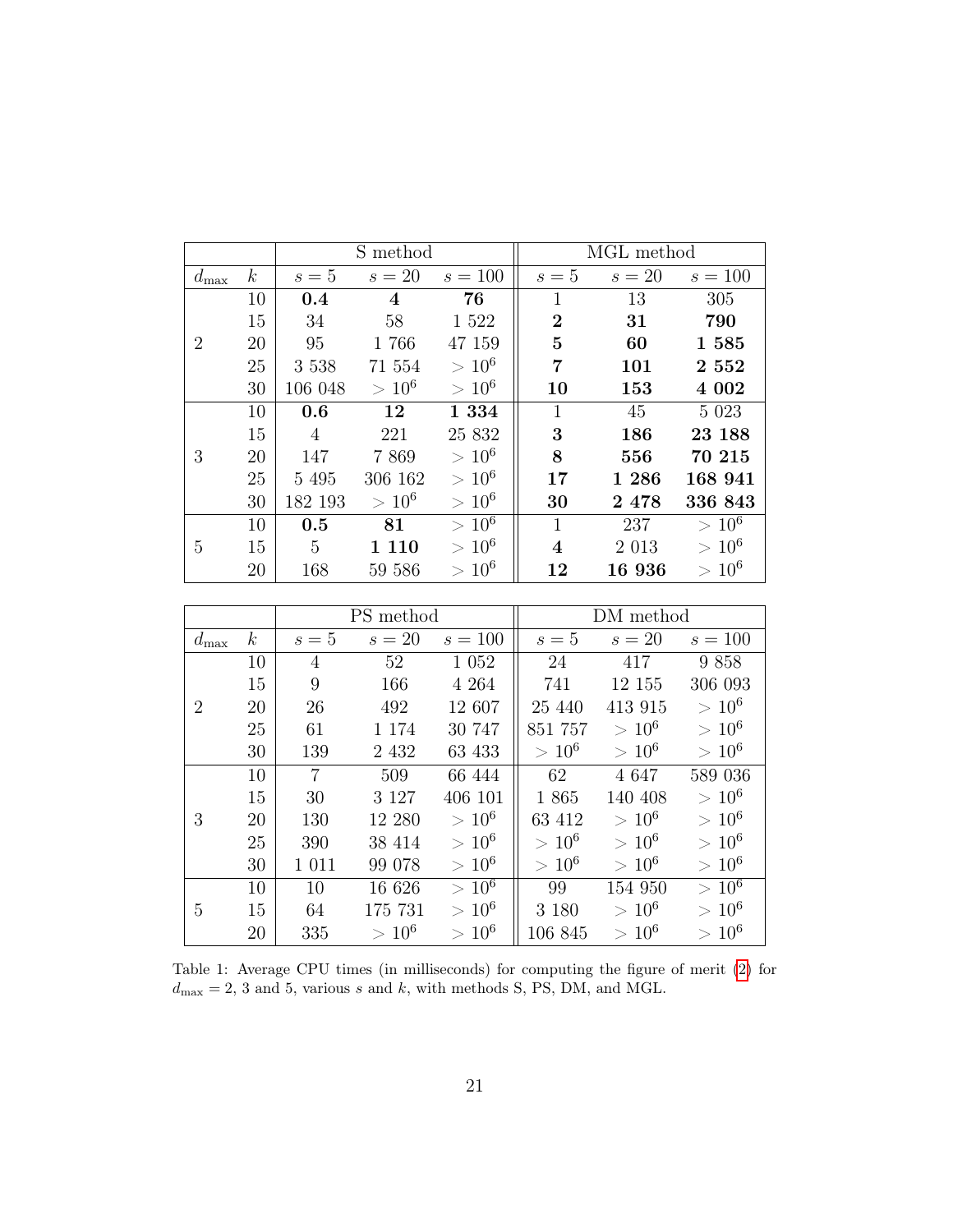| | | S method | | | MGL method | | |
|---|---|---|---|---|---|---|---|
| $d_{\max}$ | $k$ | $s=5$ | $s=20$ | $s=100$ | $s=5$ | $s=20$ | $s=100$ |
| 2 | 10 | **0.4** | **4** | **76** | 1 | 13 | 305 |
| | 15 | 34 | 58 | 1 522 | **2** | **31** | **790** |
| | 20 | 95 | 1 766 | 47 159 | **5** | **60** | **1 585** |
| | 25 | 3 538 | 71 554 | $> 10^6$ | **7** | **101** | **2 552** |
| | 30 | 106 048 | $> 10^6$ | $> 10^6$ | **10** | **153** | **4 002** |
| 3 | 10 | **0.6** | **12** | **1 334** | 1 | 45 | 5 023 |
| | 15 | 4 | 221 | 25 832 | **3** | **186** | **23 188** |
| | 20 | 147 | 7 869 | $> 10^6$ | **8** | **556** | **70 215** |
| | 25 | 5 495 | 306 162 | $> 10^6$ | **17** | **1 286** | **168 941** |
| | 30 | 182 193 | $> 10^6$ | $> 10^6$ | **30** | **2 478** | **336 843** |
| 5 | 10 | **0.5** | **81** | $> 10^6$ | 1 | 237 | $> 10^6$ |
| | 15 | 5 | **1 110** | $> 10^6$ | **4** | 2 013 | $> 10^6$ |
| | 20 | 168 | 59 586 | $> 10^6$ | **12** | **16 936** | $> 10^6$ |

| | | PS method | | | DM method | | |
|---|---|---|---|---|---|---|---|
| $d_{\max}$ | $k$ | $s=5$ | $s=20$ | $s=100$ | $s=5$ | $s=20$ | $s=100$ |
| 2 | 10 | 4 | 52 | 1 052 | 24 | 417 | 9 858 |
| | 15 | 9 | 166 | 4 264 | 741 | 12 155 | 306 093 |
| | 20 | 26 | 492 | 12 607 | 25 440 | 413 915 | $> 10^6$ |
| | 25 | 61 | 1 174 | 30 747 | 851 757 | $> 10^6$ | $> 10^6$ |
| | 30 | 139 | 2 432 | 63 433 | $> 10^6$ | $> 10^6$ | $> 10^6$ |
| 3 | 10 | 7 | 509 | 66 444 | 62 | 4 647 | 589 036 |
| | 15 | 30 | 3 127 | 406 101 | 1 865 | 140 408 | $> 10^6$ |
| | 20 | 130 | 12 280 | $> 10^6$ | 63 412 | $> 10^6$ | $> 10^6$ |
| | 25 | 390 | 38 414 | $> 10^6$ | $> 10^6$ | $> 10^6$ | $> 10^6$ |
| | 30 | 1 011 | 99 078 | $> 10^6$ | $> 10^6$ | $> 10^6$ | $> 10^6$ |
| 5 | 10 | 10 | 16 626 | $> 10^6$ | 99 | 154 950 | $> 10^6$ |
| | 15 | 64 | 175 731 | $> 10^6$ | 3 180 | $> 10^6$ | $> 10^6$ |
| | 20 | 335 | $> 10^6$ | $> 10^6$ | 106 845 | $> 10^6$ | $> 10^6$ |

Table 1: Average CPU times (in milliseconds) for computing the figure of merit (2) for $d_{\max} = 2$, 3 and 5, various $s$ and $k$, with methods S, PS, DM, and MGL.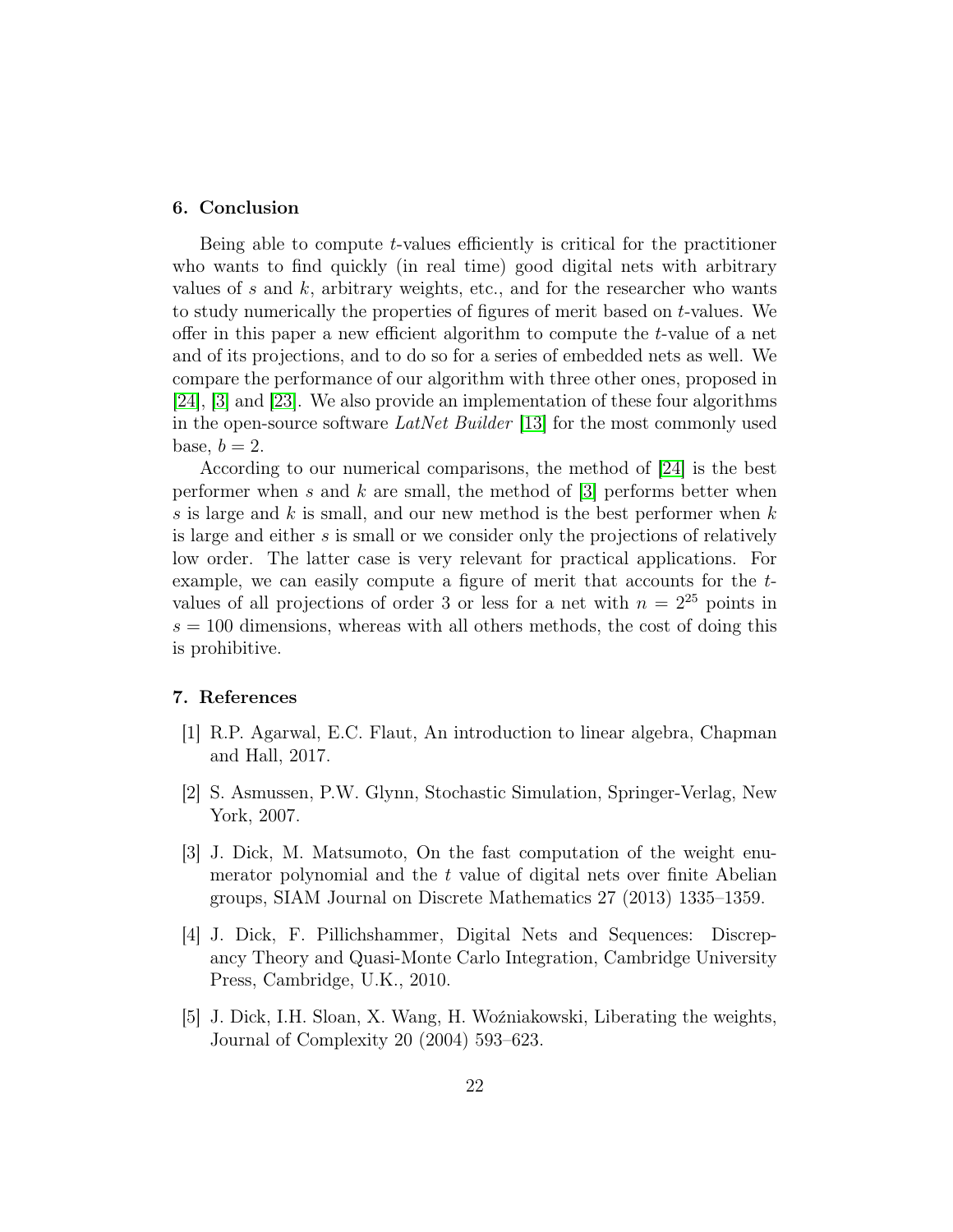## 6. Conclusion

Being able to compute $t$-values efficiently is critical for the practitioner who wants to find quickly (in real time) good digital nets with arbitrary values of $s$ and $k$, arbitrary weights, etc., and for the researcher who wants to study numerically the properties of figures of merit based on $t$-values. We offer in this paper a new efficient algorithm to compute the $t$-value of a net and of its projections, and to do so for a series of embedded nets as well. We compare the performance of our algorithm with three other ones, proposed in [24], [3] and [23]. We also provide an implementation of these four algorithms in the open-source software *LatNet Builder* [13] for the most commonly used base, $b = 2$.

According to our numerical comparisons, the method of [24] is the best performer when $s$ and $k$ are small, the method of [3] performs better when $s$ is large and $k$ is small, and our new method is the best performer when $k$ is large and either $s$ is small or we consider only the projections of relatively low order. The latter case is very relevant for practical applications. For example, we can easily compute a figure of merit that accounts for the $t$-values of all projections of order 3 or less for a net with $n = 2^{25}$ points in $s = 100$ dimensions, whereas with all others methods, the cost of doing this is prohibitive.

## 7. References

[1] R.P. Agarwal, E.C. Flaut, An introduction to linear algebra, Chapman and Hall, 2017.

[2] S. Asmussen, P.W. Glynn, Stochastic Simulation, Springer-Verlag, New York, 2007.

[3] J. Dick, M. Matsumoto, On the fast computation of the weight enumerator polynomial and the $t$ value of digital nets over finite Abelian groups, SIAM Journal on Discrete Mathematics 27 (2013) 1335–1359.

[4] J. Dick, F. Pillichshammer, Digital Nets and Sequences: Discrepancy Theory and Quasi-Monte Carlo Integration, Cambridge University Press, Cambridge, U.K., 2010.

[5] J. Dick, I.H. Sloan, X. Wang, H. Woźniakowski, Liberating the weights, Journal of Complexity 20 (2004) 593–623.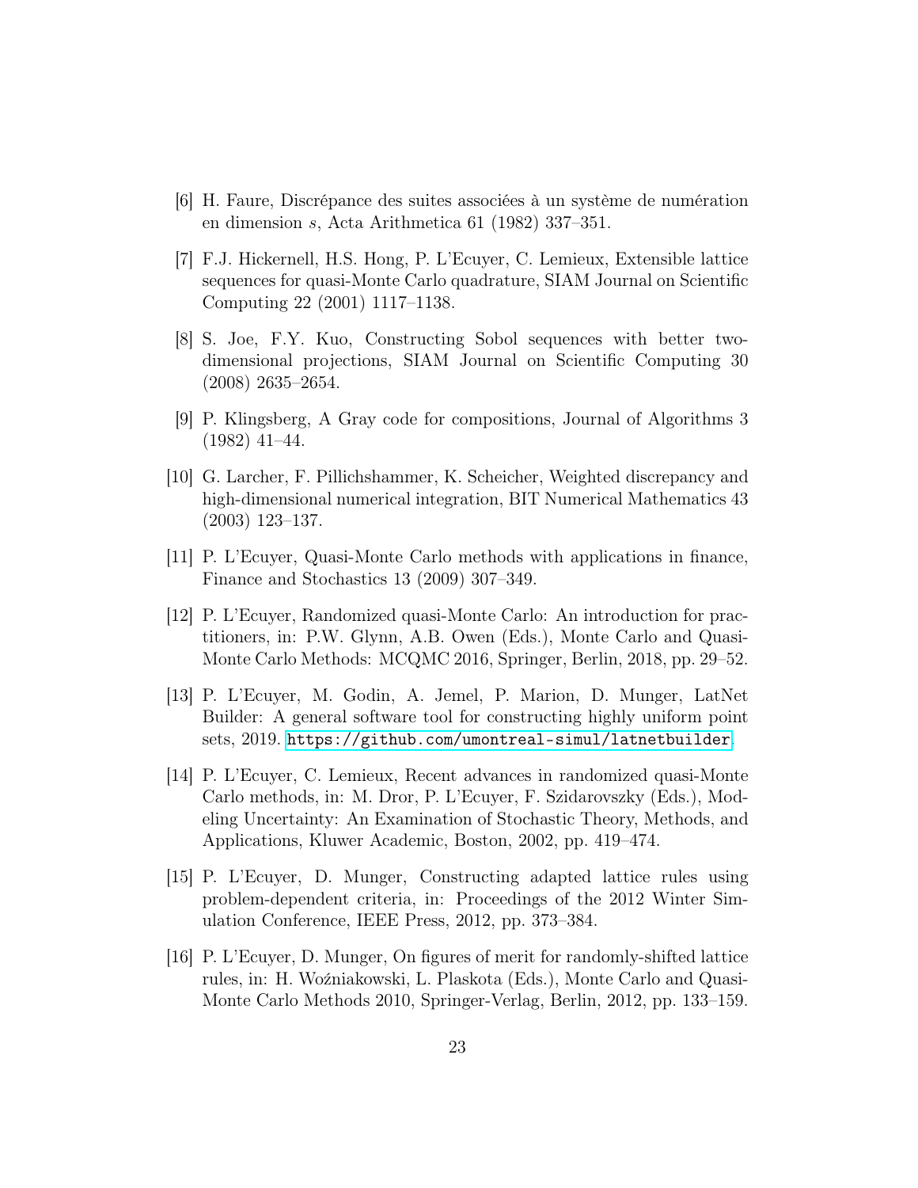[6] H. Faure, Discrépance des suites associées à un système de numération en dimension $s$, Acta Arithmetica 61 (1982) 337–351.

[7] F.J. Hickernell, H.S. Hong, P. L'Ecuyer, C. Lemieux, Extensible lattice sequences for quasi-Monte Carlo quadrature, SIAM Journal on Scientific Computing 22 (2001) 1117–1138.

[8] S. Joe, F.Y. Kuo, Constructing Sobol sequences with better two-dimensional projections, SIAM Journal on Scientific Computing 30 (2008) 2635–2654.

[9] P. Klingsberg, A Gray code for compositions, Journal of Algorithms 3 (1982) 41–44.

[10] G. Larcher, F. Pillichshammer, K. Scheicher, Weighted discrepancy and high-dimensional numerical integration, BIT Numerical Mathematics 43 (2003) 123–137.

[11] P. L'Ecuyer, Quasi-Monte Carlo methods with applications in finance, Finance and Stochastics 13 (2009) 307–349.

[12] P. L'Ecuyer, Randomized quasi-Monte Carlo: An introduction for practitioners, in: P.W. Glynn, A.B. Owen (Eds.), Monte Carlo and Quasi-Monte Carlo Methods: MCQMC 2016, Springer, Berlin, 2018, pp. 29–52.

[13] P. L'Ecuyer, M. Godin, A. Jemel, P. Marion, D. Munger, LatNet Builder: A general software tool for constructing highly uniform point sets, 2019. https://github.com/umontreal-simul/latnetbuilder.

[14] P. L'Ecuyer, C. Lemieux, Recent advances in randomized quasi-Monte Carlo methods, in: M. Dror, P. L'Ecuyer, F. Szidarovszky (Eds.), Modeling Uncertainty: An Examination of Stochastic Theory, Methods, and Applications, Kluwer Academic, Boston, 2002, pp. 419–474.

[15] P. L'Ecuyer, D. Munger, Constructing adapted lattice rules using problem-dependent criteria, in: Proceedings of the 2012 Winter Simulation Conference, IEEE Press, 2012, pp. 373–384.

[16] P. L'Ecuyer, D. Munger, On figures of merit for randomly-shifted lattice rules, in: H. Woźniakowski, L. Plaskota (Eds.), Monte Carlo and Quasi-Monte Carlo Methods 2010, Springer-Verlag, Berlin, 2012, pp. 133–159.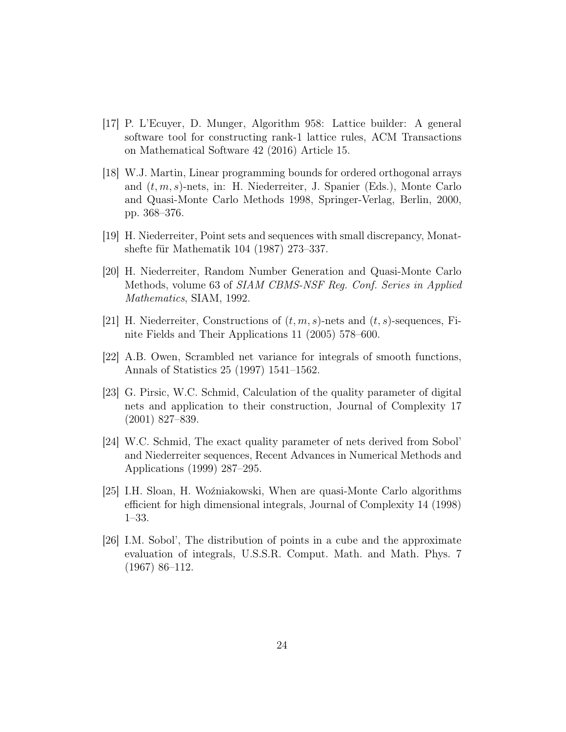[17] P. L'Ecuyer, D. Munger, Algorithm 958: Lattice builder: A general software tool for constructing rank-1 lattice rules, ACM Transactions on Mathematical Software 42 (2016) Article 15.

[18] W.J. Martin, Linear programming bounds for ordered orthogonal arrays and $(t, m, s)$-nets, in: H. Niederreiter, J. Spanier (Eds.), Monte Carlo and Quasi-Monte Carlo Methods 1998, Springer-Verlag, Berlin, 2000, pp. 368–376.

[19] H. Niederreiter, Point sets and sequences with small discrepancy, Monatshefte für Mathematik 104 (1987) 273–337.

[20] H. Niederreiter, Random Number Generation and Quasi-Monte Carlo Methods, volume 63 of *SIAM CBMS-NSF Reg. Conf. Series in Applied Mathematics*, SIAM, 1992.

[21] H. Niederreiter, Constructions of $(t, m, s)$-nets and $(t, s)$-sequences, Finite Fields and Their Applications 11 (2005) 578–600.

[22] A.B. Owen, Scrambled net variance for integrals of smooth functions, Annals of Statistics 25 (1997) 1541–1562.

[23] G. Pirsic, W.C. Schmid, Calculation of the quality parameter of digital nets and application to their construction, Journal of Complexity 17 (2001) 827–839.

[24] W.C. Schmid, The exact quality parameter of nets derived from Sobol' and Niederreiter sequences, Recent Advances in Numerical Methods and Applications (1999) 287–295.

[25] I.H. Sloan, H. Woźniakowski, When are quasi-Monte Carlo algorithms efficient for high dimensional integrals, Journal of Complexity 14 (1998) 1–33.

[26] I.M. Sobol', The distribution of points in a cube and the approximate evaluation of integrals, U.S.S.R. Comput. Math. and Math. Phys. 7 (1967) 86–112.